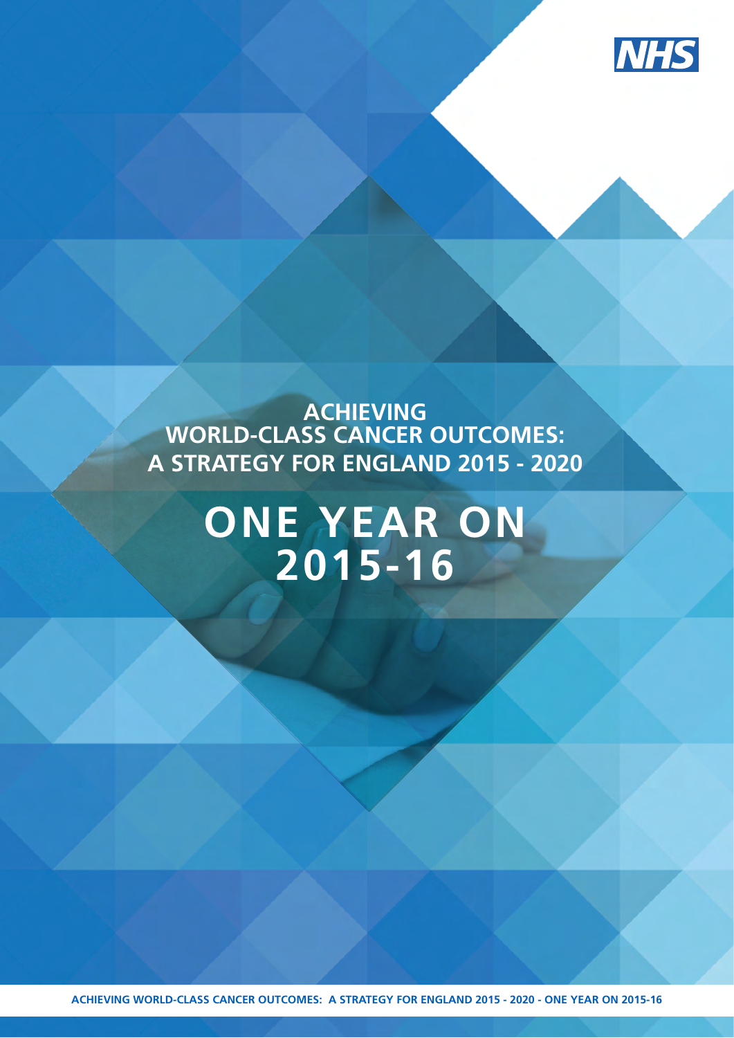NHS

# ACHIEVING WORLD-CLASS CANCER OUTCOMES: A STRATEGY FOR ENGLAND 2015 - 2020

# ONE YEAR ON 2015-16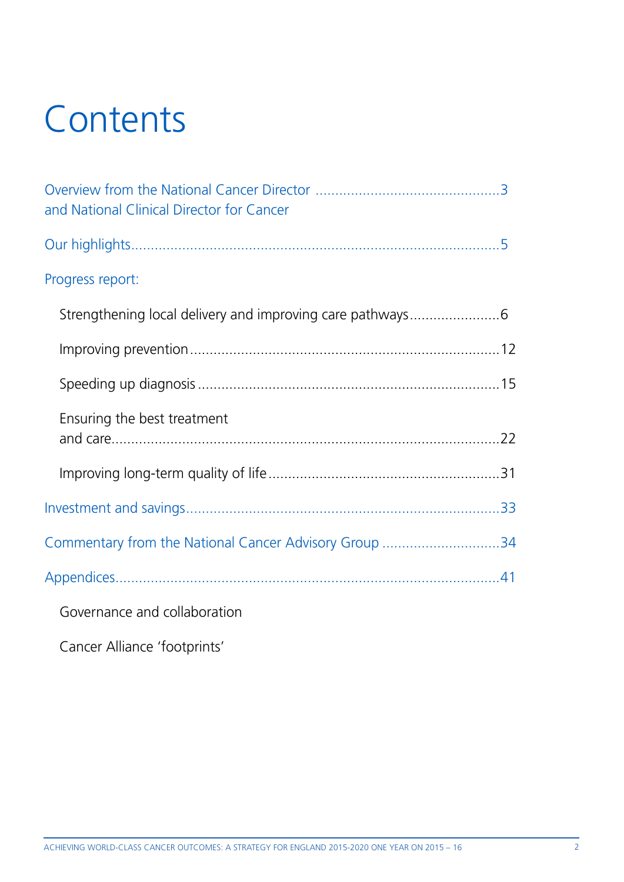# Contents

Overview from the National Cancer Director and National Clinical Director for Cancer ........ 3

Our highlights ........ 5

Progress report:

- Strengthening local delivery and improving care pathways ........ 6
- Improving prevention ........ 12
- Speeding up diagnosis ........ 15
- Ensuring the best treatment and care ........ 22
- Improving long-term quality of life ........ 31

Investment and savings ........ 33

Commentary from the National Cancer Advisory Group ........ 34

Appendices ........ 41

- Governance and collaboration
- Cancer Alliance 'footprints'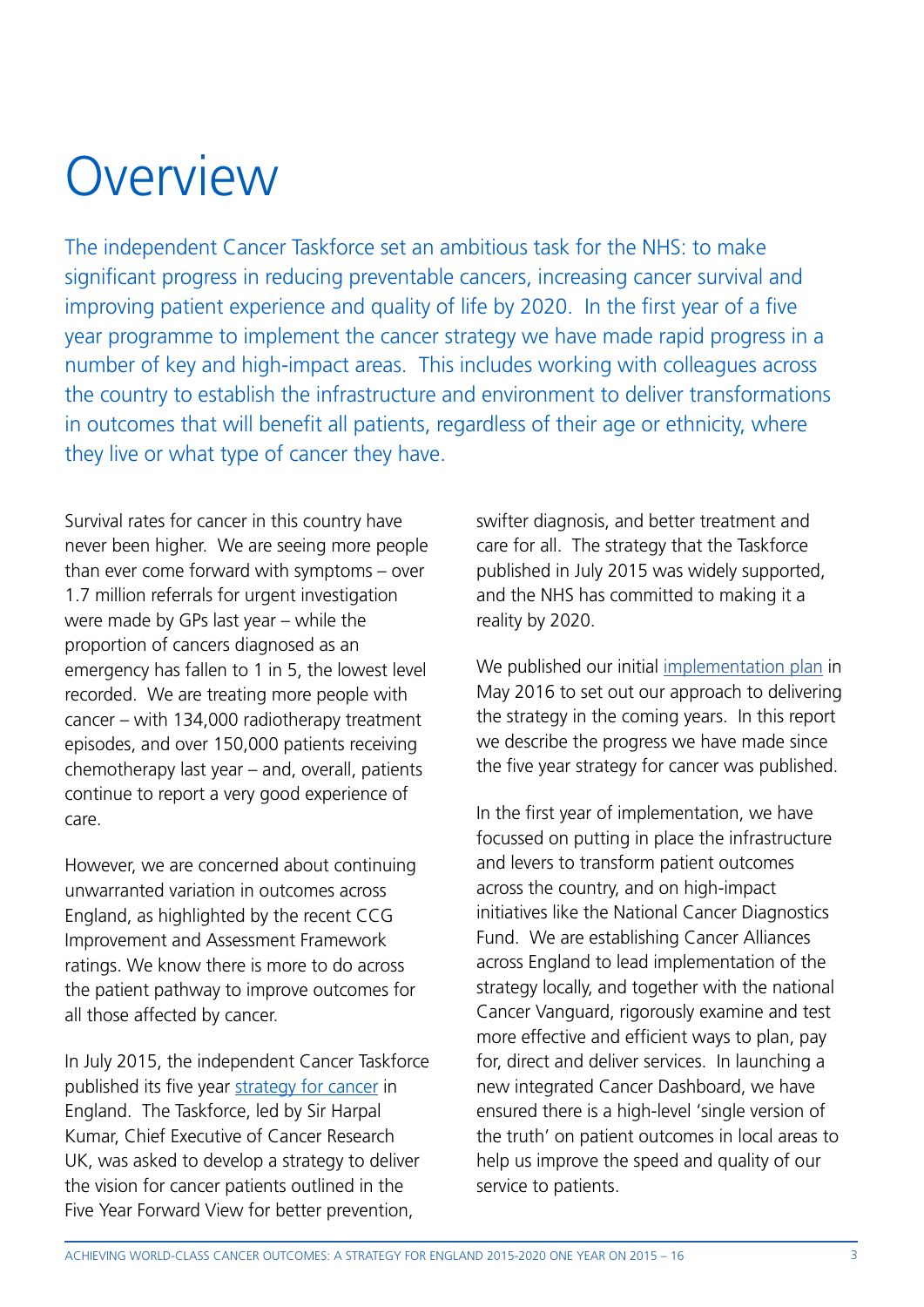# Overview

The independent Cancer Taskforce set an ambitious task for the NHS: to make significant progress in reducing preventable cancers, increasing cancer survival and improving patient experience and quality of life by 2020. In the first year of a five year programme to implement the cancer strategy we have made rapid progress in a number of key and high-impact areas. This includes working with colleagues across the country to establish the infrastructure and environment to deliver transformations in outcomes that will benefit all patients, regardless of their age or ethnicity, where they live or what type of cancer they have.

Survival rates for cancer in this country have never been higher. We are seeing more people than ever come forward with symptoms – over 1.7 million referrals for urgent investigation were made by GPs last year – while the proportion of cancers diagnosed as an emergency has fallen to 1 in 5, the lowest level recorded. We are treating more people with cancer – with 134,000 radiotherapy treatment episodes, and over 150,000 patients receiving chemotherapy last year – and, overall, patients continue to report a very good experience of care.

However, we are concerned about continuing unwarranted variation in outcomes across England, as highlighted by the recent CCG Improvement and Assessment Framework ratings. We know there is more to do across the patient pathway to improve outcomes for all those affected by cancer.

In July 2015, the independent Cancer Taskforce published its five year [strategy for cancer](#) in England. The Taskforce, led by Sir Harpal Kumar, Chief Executive of Cancer Research UK, was asked to develop a strategy to deliver the vision for cancer patients outlined in the Five Year Forward View for better prevention, swifter diagnosis, and better treatment and care for all. The strategy that the Taskforce published in July 2015 was widely supported, and the NHS has committed to making it a reality by 2020.

We published our initial [implementation plan](#) in May 2016 to set out our approach to delivering the strategy in the coming years. In this report we describe the progress we have made since the five year strategy for cancer was published.

In the first year of implementation, we have focussed on putting in place the infrastructure and levers to transform patient outcomes across the country, and on high-impact initiatives like the National Cancer Diagnostics Fund. We are establishing Cancer Alliances across England to lead implementation of the strategy locally, and together with the national Cancer Vanguard, rigorously examine and test more effective and efficient ways to plan, pay for, direct and deliver services. In launching a new integrated Cancer Dashboard, we have ensured there is a high-level 'single version of the truth' on patient outcomes in local areas to help us improve the speed and quality of our service to patients.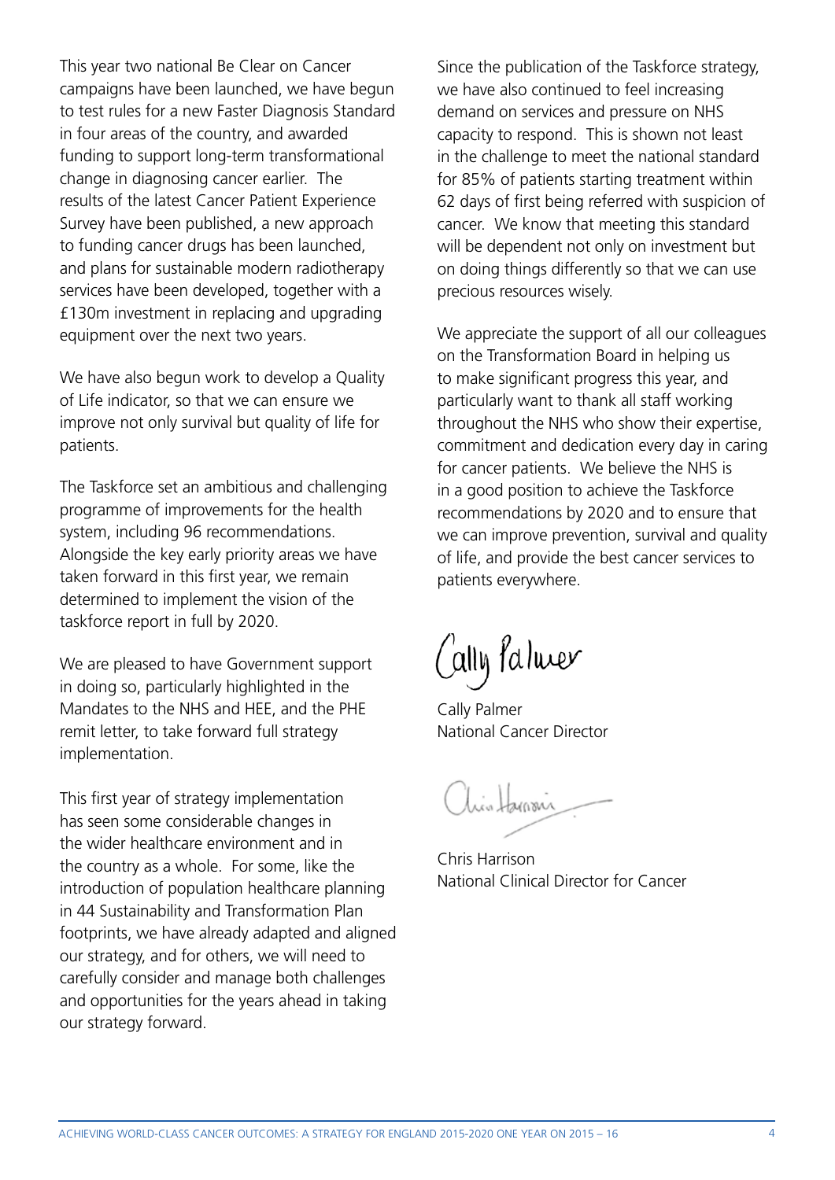This year two national Be Clear on Cancer campaigns have been launched, we have begun to test rules for a new Faster Diagnosis Standard in four areas of the country, and awarded funding to support long-term transformational change in diagnosing cancer earlier. The results of the latest Cancer Patient Experience Survey have been published, a new approach to funding cancer drugs has been launched, and plans for sustainable modern radiotherapy services have been developed, together with a £130m investment in replacing and upgrading equipment over the next two years.

We have also begun work to develop a Quality of Life indicator, so that we can ensure we improve not only survival but quality of life for patients.

The Taskforce set an ambitious and challenging programme of improvements for the health system, including 96 recommendations. Alongside the key early priority areas we have taken forward in this first year, we remain determined to implement the vision of the taskforce report in full by 2020.

We are pleased to have Government support in doing so, particularly highlighted in the Mandates to the NHS and HEE, and the PHE remit letter, to take forward full strategy implementation.

This first year of strategy implementation has seen some considerable changes in the wider healthcare environment and in the country as a whole. For some, like the introduction of population healthcare planning in 44 Sustainability and Transformation Plan footprints, we have already adapted and aligned our strategy, and for others, we will need to carefully consider and manage both challenges and opportunities for the years ahead in taking our strategy forward.

Since the publication of the Taskforce strategy, we have also continued to feel increasing demand on services and pressure on NHS capacity to respond. This is shown not least in the challenge to meet the national standard for 85% of patients starting treatment within 62 days of first being referred with suspicion of cancer. We know that meeting this standard will be dependent not only on investment but on doing things differently so that we can use precious resources wisely.

We appreciate the support of all our colleagues on the Transformation Board in helping us to make significant progress this year, and particularly want to thank all staff working throughout the NHS who show their expertise, commitment and dedication every day in caring for cancer patients. We believe the NHS is in a good position to achieve the Taskforce recommendations by 2020 and to ensure that we can improve prevention, survival and quality of life, and provide the best cancer services to patients everywhere.

Cally Palmer
National Cancer Director

Chris Harrison
National Clinical Director for Cancer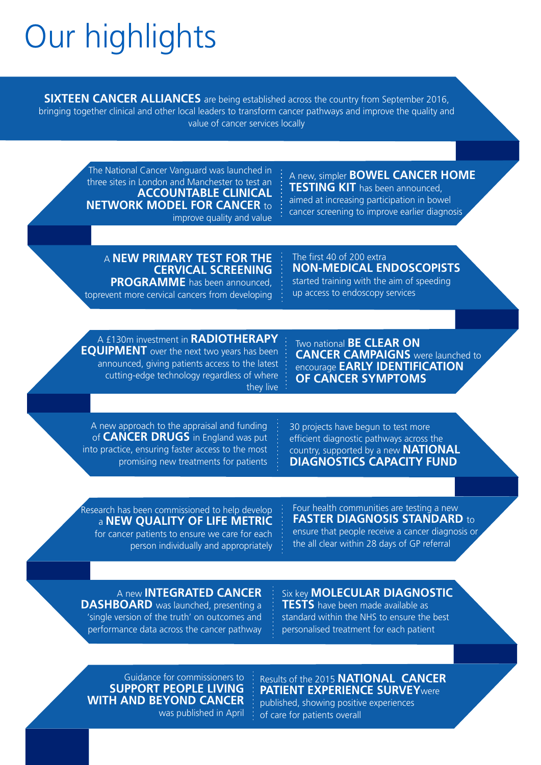# Our highlights

**SIXTEEN CANCER ALLIANCES** are being established across the country from September 2016, bringing together clinical and other local leaders to transform cancer pathways and improve the quality and value of cancer services locally

The National Cancer Vanguard was launched in three sites in London and Manchester to test an **ACCOUNTABLE CLINICAL NETWORK MODEL FOR CANCER** to improve quality and value

A new, simpler **BOWEL CANCER HOME TESTING KIT** has been announced, aimed at increasing participation in bowel cancer screening to improve earlier diagnosis

A **NEW PRIMARY TEST FOR THE CERVICAL SCREENING PROGRAMME** has been announced, toprevent more cervical cancers from developing

The first 40 of 200 extra **NON-MEDICAL ENDOSCOPISTS** started training with the aim of speeding up access to endoscopy services

A £130m investment in **RADIOTHERAPY EQUIPMENT** over the next two years has been announced, giving patients access to the latest cutting-edge technology regardless of where they live

Two national **BE CLEAR ON CANCER CAMPAIGNS** were launched to encourage **EARLY IDENTIFICATION OF CANCER SYMPTOMS**

A new approach to the appraisal and funding of **CANCER DRUGS** in England was put into practice, ensuring faster access to the most promising new treatments for patients

30 projects have begun to test more efficient diagnostic pathways across the country, supported by a new **NATIONAL DIAGNOSTICS CAPACITY FUND**

Research has been commissioned to help develop a **NEW QUALITY OF LIFE METRIC** for cancer patients to ensure we care for each person individually and appropriately

Four health communities are testing a new **FASTER DIAGNOSIS STANDARD** to ensure that people receive a cancer diagnosis or the all clear within 28 days of GP referral

A new **INTEGRATED CANCER DASHBOARD** was launched, presenting a 'single version of the truth' on outcomes and performance data across the cancer pathway

Six key **MOLECULAR DIAGNOSTIC TESTS** have been made available as standard within the NHS to ensure the best personalised treatment for each patient

Guidance for commissioners to **SUPPORT PEOPLE LIVING WITH AND BEYOND CANCER** was published in April

Results of the 2015 **NATIONAL CANCER PATIENT EXPERIENCE SURVEY** were published, showing positive experiences of care for patients overall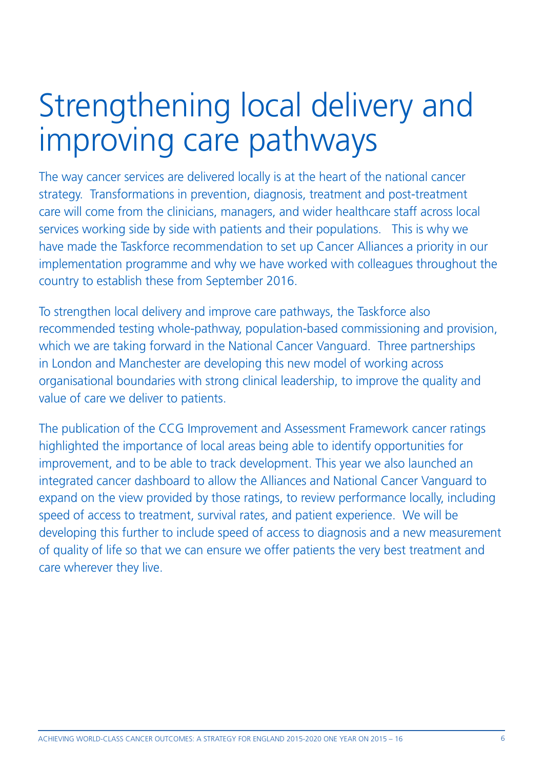# Strengthening local delivery and improving care pathways

The way cancer services are delivered locally is at the heart of the national cancer strategy. Transformations in prevention, diagnosis, treatment and post-treatment care will come from the clinicians, managers, and wider healthcare staff across local services working side by side with patients and their populations. This is why we have made the Taskforce recommendation to set up Cancer Alliances a priority in our implementation programme and why we have worked with colleagues throughout the country to establish these from September 2016.

To strengthen local delivery and improve care pathways, the Taskforce also recommended testing whole-pathway, population-based commissioning and provision, which we are taking forward in the National Cancer Vanguard. Three partnerships in London and Manchester are developing this new model of working across organisational boundaries with strong clinical leadership, to improve the quality and value of care we deliver to patients.

The publication of the CCG Improvement and Assessment Framework cancer ratings highlighted the importance of local areas being able to identify opportunities for improvement, and to be able to track development. This year we also launched an integrated cancer dashboard to allow the Alliances and National Cancer Vanguard to expand on the view provided by those ratings, to review performance locally, including speed of access to treatment, survival rates, and patient experience. We will be developing this further to include speed of access to diagnosis and a new measurement of quality of life so that we can ensure we offer patients the very best treatment and care wherever they live.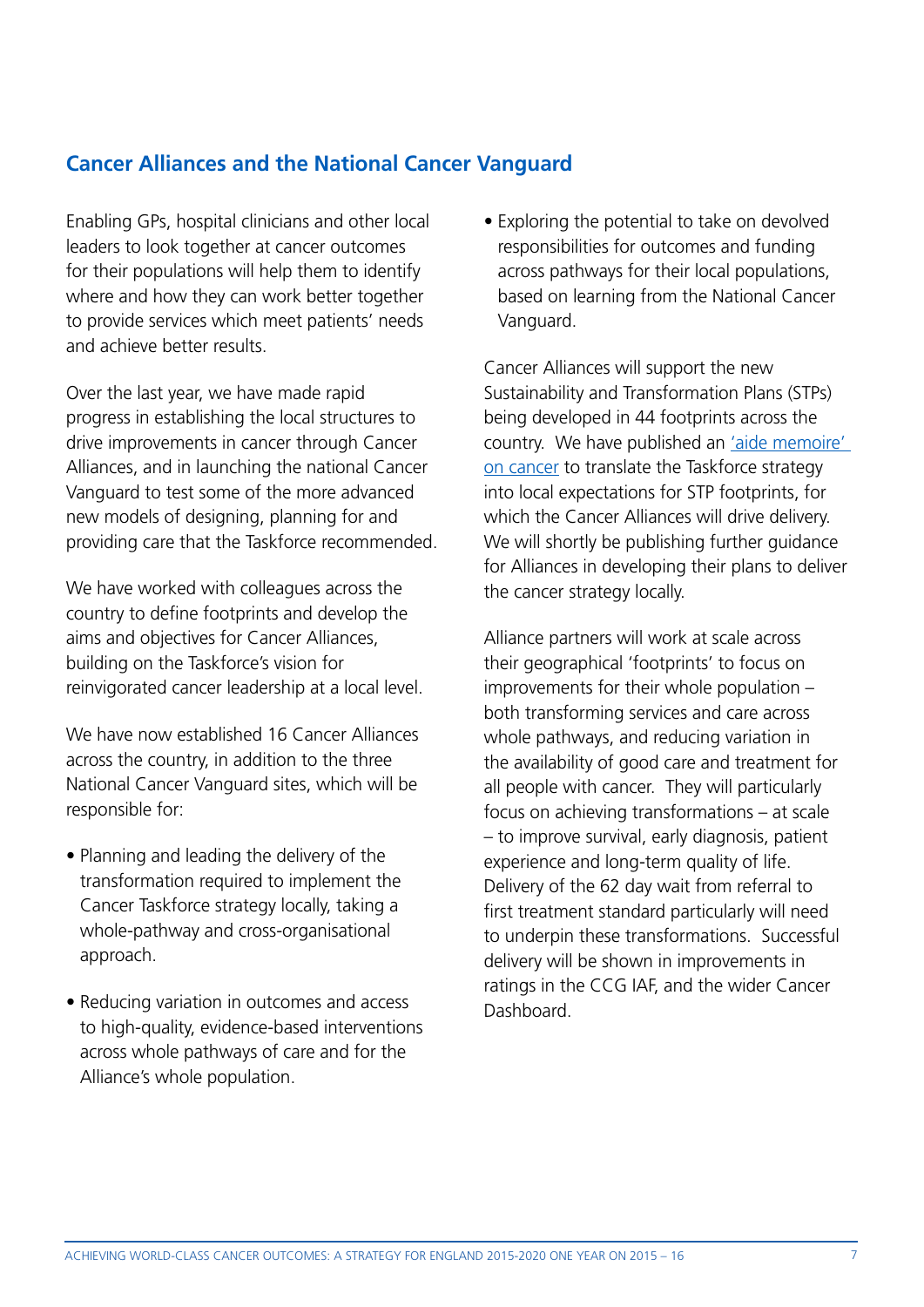## Cancer Alliances and the National Cancer Vanguard

Enabling GPs, hospital clinicians and other local leaders to look together at cancer outcomes for their populations will help them to identify where and how they can work better together to provide services which meet patients' needs and achieve better results.

Over the last year, we have made rapid progress in establishing the local structures to drive improvements in cancer through Cancer Alliances, and in launching the national Cancer Vanguard to test some of the more advanced new models of designing, planning for and providing care that the Taskforce recommended.

We have worked with colleagues across the country to define footprints and develop the aims and objectives for Cancer Alliances, building on the Taskforce's vision for reinvigorated cancer leadership at a local level.

We have now established 16 Cancer Alliances across the country, in addition to the three National Cancer Vanguard sites, which will be responsible for:

- Planning and leading the delivery of the transformation required to implement the Cancer Taskforce strategy locally, taking a whole-pathway and cross-organisational approach.
- Reducing variation in outcomes and access to high-quality, evidence-based interventions across whole pathways of care and for the Alliance's whole population.
- Exploring the potential to take on devolved responsibilities for outcomes and funding across pathways for their local populations, based on learning from the National Cancer Vanguard.

Cancer Alliances will support the new Sustainability and Transformation Plans (STPs) being developed in 44 footprints across the country. We have published an 'aide memoire' on cancer to translate the Taskforce strategy into local expectations for STP footprints, for which the Cancer Alliances will drive delivery. We will shortly be publishing further guidance for Alliances in developing their plans to deliver the cancer strategy locally.

Alliance partners will work at scale across their geographical 'footprints' to focus on improvements for their whole population – both transforming services and care across whole pathways, and reducing variation in the availability of good care and treatment for all people with cancer. They will particularly focus on achieving transformations – at scale – to improve survival, early diagnosis, patient experience and long-term quality of life. Delivery of the 62 day wait from referral to first treatment standard particularly will need to underpin these transformations. Successful delivery will be shown in improvements in ratings in the CCG IAF, and the wider Cancer Dashboard.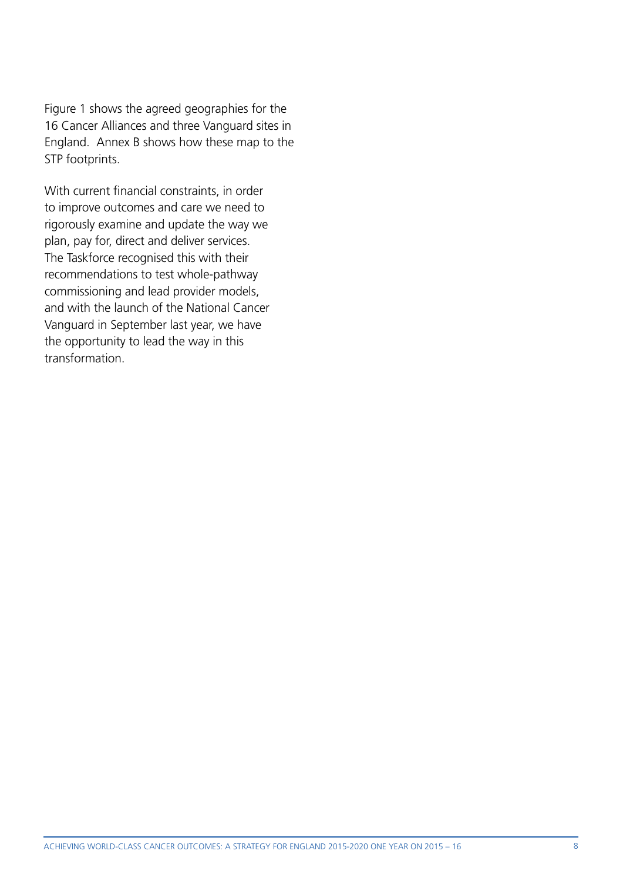Figure 1 shows the agreed geographies for the 16 Cancer Alliances and three Vanguard sites in England. Annex B shows how these map to the STP footprints.

With current financial constraints, in order to improve outcomes and care we need to rigorously examine and update the way we plan, pay for, direct and deliver services. The Taskforce recognised this with their recommendations to test whole-pathway commissioning and lead provider models, and with the launch of the National Cancer Vanguard in September last year, we have the opportunity to lead the way in this transformation.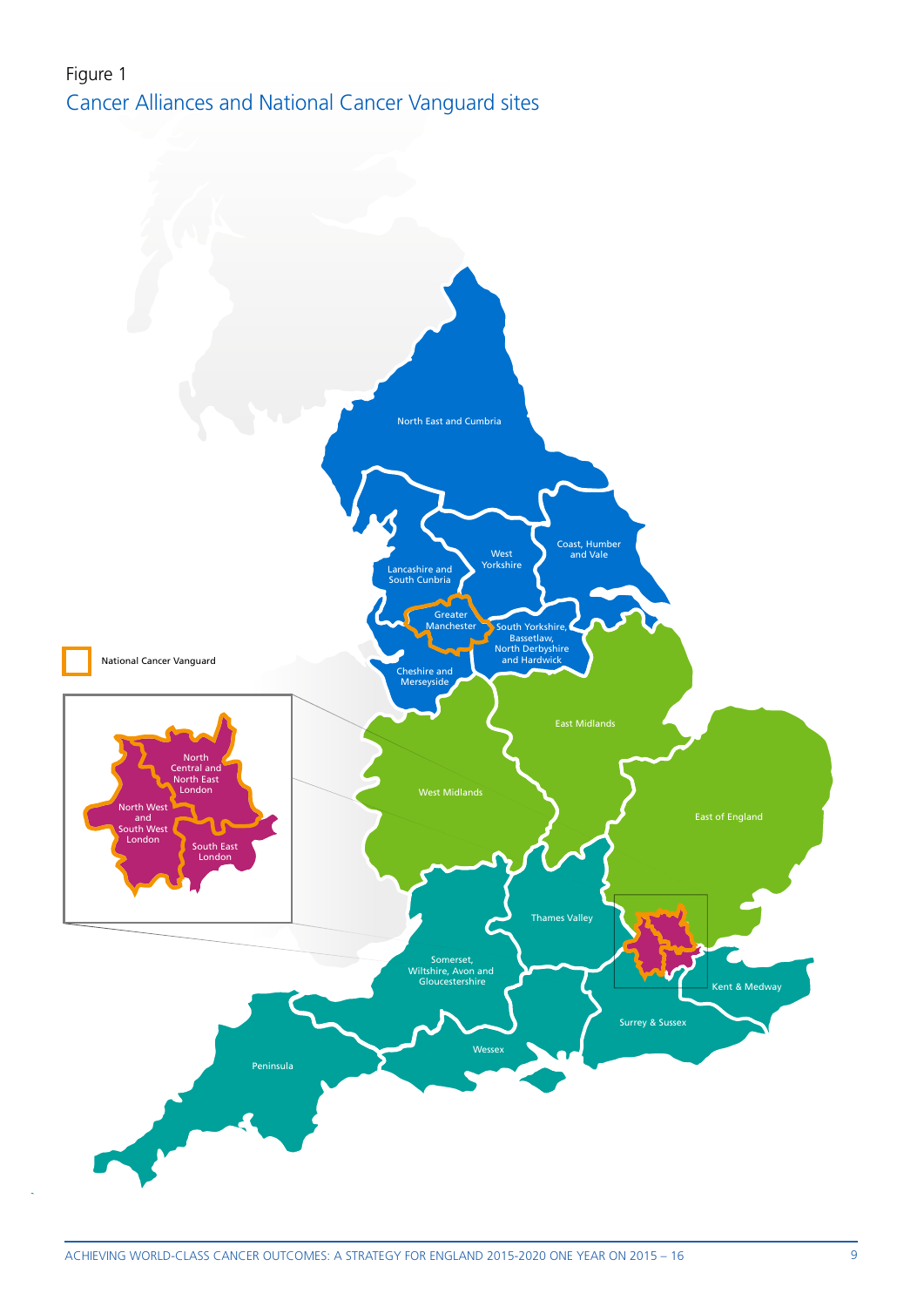Figure 1

## Cancer Alliances and National Cancer Vanguard sites

National Cancer Vanguard

North East and Cumbria

Lancashire and South Cunbria

West Yorkshire

Coast, Humber and Vale

Greater Manchester

South Yorkshire, Bassetlaw, North Derbyshire and Hardwick

Cheshire and Merseyside

East Midlands

West Midlands

East of England

Thames Valley

Somerset, Wiltshire, Avon and Gloucestershire

Kent & Medway

Surrey & Sussex

Wessex

Peninsula

North Central and North East London

North West and South West London

South East London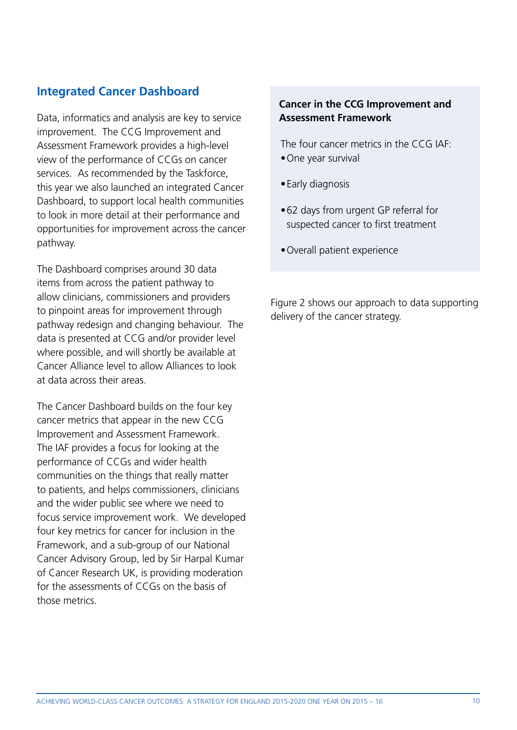## Integrated Cancer Dashboard

Data, informatics and analysis are key to service improvement. The CCG Improvement and Assessment Framework provides a high-level view of the performance of CCGs on cancer services. As recommended by the Taskforce, this year we also launched an integrated Cancer Dashboard, to support local health communities to look in more detail at their performance and opportunities for improvement across the cancer pathway.

The Dashboard comprises around 30 data items from across the patient pathway to allow clinicians, commissioners and providers to pinpoint areas for improvement through pathway redesign and changing behaviour. The data is presented at CCG and/or provider level where possible, and will shortly be available at Cancer Alliance level to allow Alliances to look at data across their areas.

The Cancer Dashboard builds on the four key cancer metrics that appear in the new CCG Improvement and Assessment Framework. The IAF provides a focus for looking at the performance of CCGs and wider health communities on the things that really matter to patients, and helps commissioners, clinicians and the wider public see where we need to focus service improvement work. We developed four key metrics for cancer for inclusion in the Framework, and a sub-group of our National Cancer Advisory Group, led by Sir Harpal Kumar of Cancer Research UK, is providing moderation for the assessments of CCGs on the basis of those metrics.

**Cancer in the CCG Improvement and Assessment Framework**

The four cancer metrics in the CCG IAF:

- One year survival
- Early diagnosis
- 62 days from urgent GP referral for suspected cancer to first treatment
- Overall patient experience

Figure 2 shows our approach to data supporting delivery of the cancer strategy.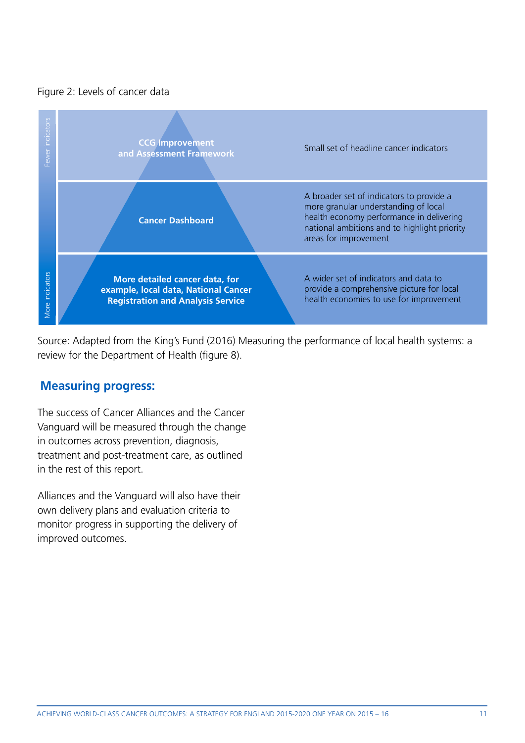Figure 2: Levels of cancer data

| Level | Description |
| --- | --- |
| CCG Improvement and Assessment Framework | Small set of headline cancer indicators |
| Cancer Dashboard | A broader set of indicators to provide a more granular understanding of local health economy performance in delivering national ambitions and to highlight priority areas for improvement |
| More detailed cancer data, for example, local data, National Cancer Registration and Analysis Service | A wider set of indicators and data to provide a comprehensive picture for local health economies to use for improvement |

Fewer indicators → More indicators

Source: Adapted from the King's Fund (2016) Measuring the performance of local health systems: a review for the Department of Health (figure 8).

## Measuring progress:

The success of Cancer Alliances and the Cancer Vanguard will be measured through the change in outcomes across prevention, diagnosis, treatment and post-treatment care, as outlined in the rest of this report.

Alliances and the Vanguard will also have their own delivery plans and evaluation criteria to monitor progress in supporting the delivery of improved outcomes.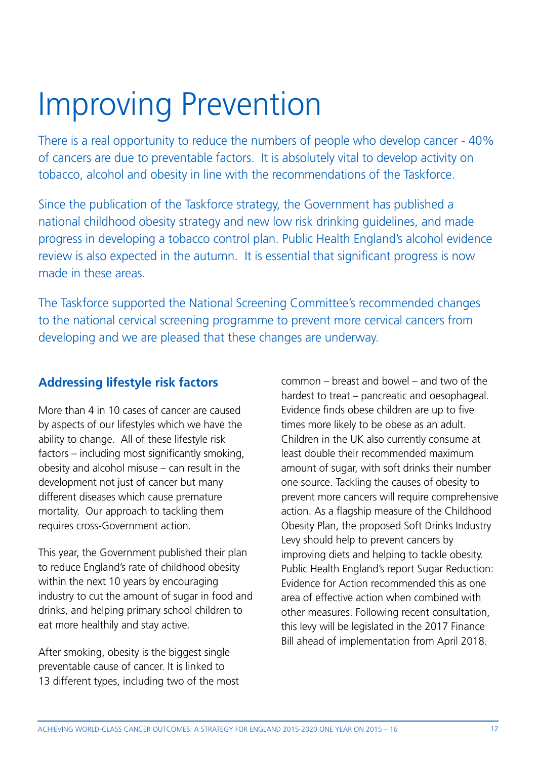# Improving Prevention

There is a real opportunity to reduce the numbers of people who develop cancer - 40% of cancers are due to preventable factors. It is absolutely vital to develop activity on tobacco, alcohol and obesity in line with the recommendations of the Taskforce.

Since the publication of the Taskforce strategy, the Government has published a national childhood obesity strategy and new low risk drinking guidelines, and made progress in developing a tobacco control plan. Public Health England's alcohol evidence review is also expected in the autumn. It is essential that significant progress is now made in these areas.

The Taskforce supported the National Screening Committee's recommended changes to the national cervical screening programme to prevent more cervical cancers from developing and we are pleased that these changes are underway.

## Addressing lifestyle risk factors

More than 4 in 10 cases of cancer are caused by aspects of our lifestyles which we have the ability to change. All of these lifestyle risk factors – including most significantly smoking, obesity and alcohol misuse – can result in the development not just of cancer but many different diseases which cause premature mortality. Our approach to tackling them requires cross-Government action.

This year, the Government published their plan to reduce England's rate of childhood obesity within the next 10 years by encouraging industry to cut the amount of sugar in food and drinks, and helping primary school children to eat more healthily and stay active.

After smoking, obesity is the biggest single preventable cause of cancer. It is linked to 13 different types, including two of the most common – breast and bowel – and two of the hardest to treat – pancreatic and oesophageal. Evidence finds obese children are up to five times more likely to be obese as an adult. Children in the UK also currently consume at least double their recommended maximum amount of sugar, with soft drinks their number one source. Tackling the causes of obesity to prevent more cancers will require comprehensive action. As a flagship measure of the Childhood Obesity Plan, the proposed Soft Drinks Industry Levy should help to prevent cancers by improving diets and helping to tackle obesity. Public Health England's report Sugar Reduction: Evidence for Action recommended this as one area of effective action when combined with other measures. Following recent consultation, this levy will be legislated in the 2017 Finance Bill ahead of implementation from April 2018.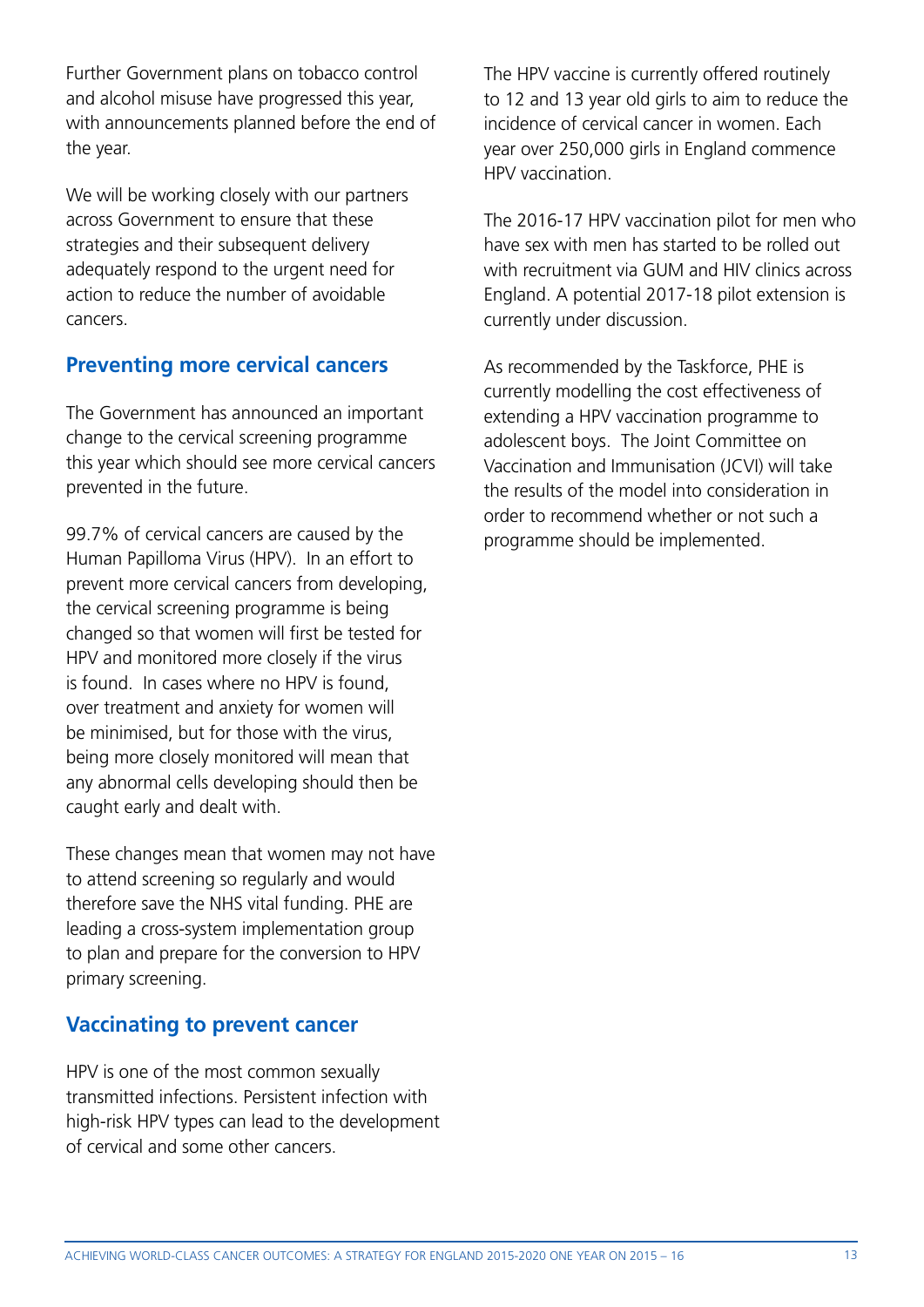Further Government plans on tobacco control and alcohol misuse have progressed this year, with announcements planned before the end of the year.

We will be working closely with our partners across Government to ensure that these strategies and their subsequent delivery adequately respond to the urgent need for action to reduce the number of avoidable cancers.

## Preventing more cervical cancers

The Government has announced an important change to the cervical screening programme this year which should see more cervical cancers prevented in the future.

99.7% of cervical cancers are caused by the Human Papilloma Virus (HPV). In an effort to prevent more cervical cancers from developing, the cervical screening programme is being changed so that women will first be tested for HPV and monitored more closely if the virus is found. In cases where no HPV is found, over treatment and anxiety for women will be minimised, but for those with the virus, being more closely monitored will mean that any abnormal cells developing should then be caught early and dealt with.

These changes mean that women may not have to attend screening so regularly and would therefore save the NHS vital funding. PHE are leading a cross-system implementation group to plan and prepare for the conversion to HPV primary screening.

## Vaccinating to prevent cancer

HPV is one of the most common sexually transmitted infections. Persistent infection with high-risk HPV types can lead to the development of cervical and some other cancers.

The HPV vaccine is currently offered routinely to 12 and 13 year old girls to aim to reduce the incidence of cervical cancer in women. Each year over 250,000 girls in England commence HPV vaccination.

The 2016-17 HPV vaccination pilot for men who have sex with men has started to be rolled out with recruitment via GUM and HIV clinics across England. A potential 2017-18 pilot extension is currently under discussion.

As recommended by the Taskforce, PHE is currently modelling the cost effectiveness of extending a HPV vaccination programme to adolescent boys. The Joint Committee on Vaccination and Immunisation (JCVI) will take the results of the model into consideration in order to recommend whether or not such a programme should be implemented.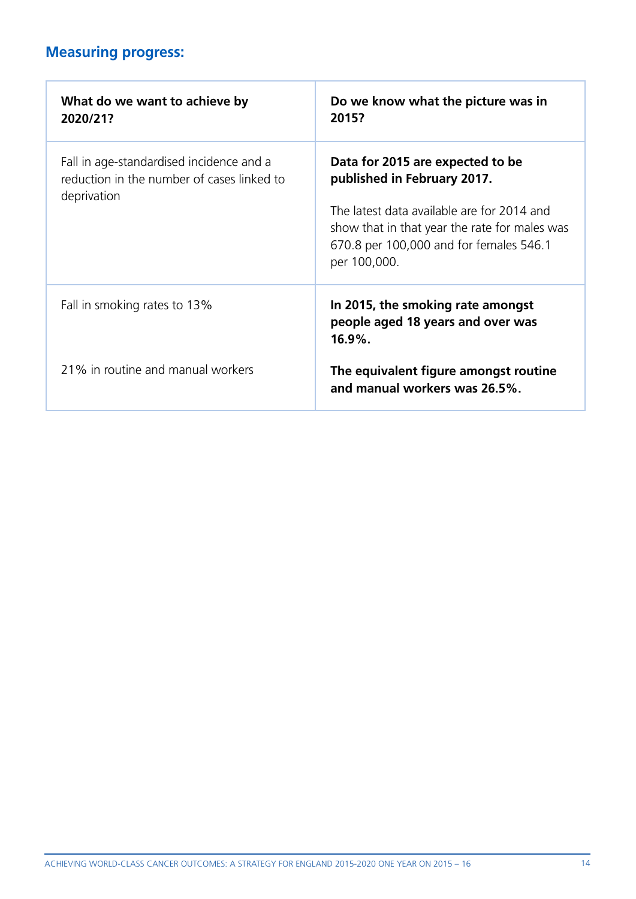## Measuring progress:

| What do we want to achieve by 2020/21? | Do we know what the picture was in 2015? |
| --- | --- |
| Fall in age-standardised incidence and a reduction in the number of cases linked to deprivation | **Data for 2015 are expected to be published in February 2017.** The latest data available are for 2014 and show that in that year the rate for males was 670.8 per 100,000 and for females 546.1 per 100,000. |
| Fall in smoking rates to 13% | **In 2015, the smoking rate amongst people aged 18 years and over was 16.9%.** |
| 21% in routine and manual workers | **The equivalent figure amongst routine and manual workers was 26.5%.** |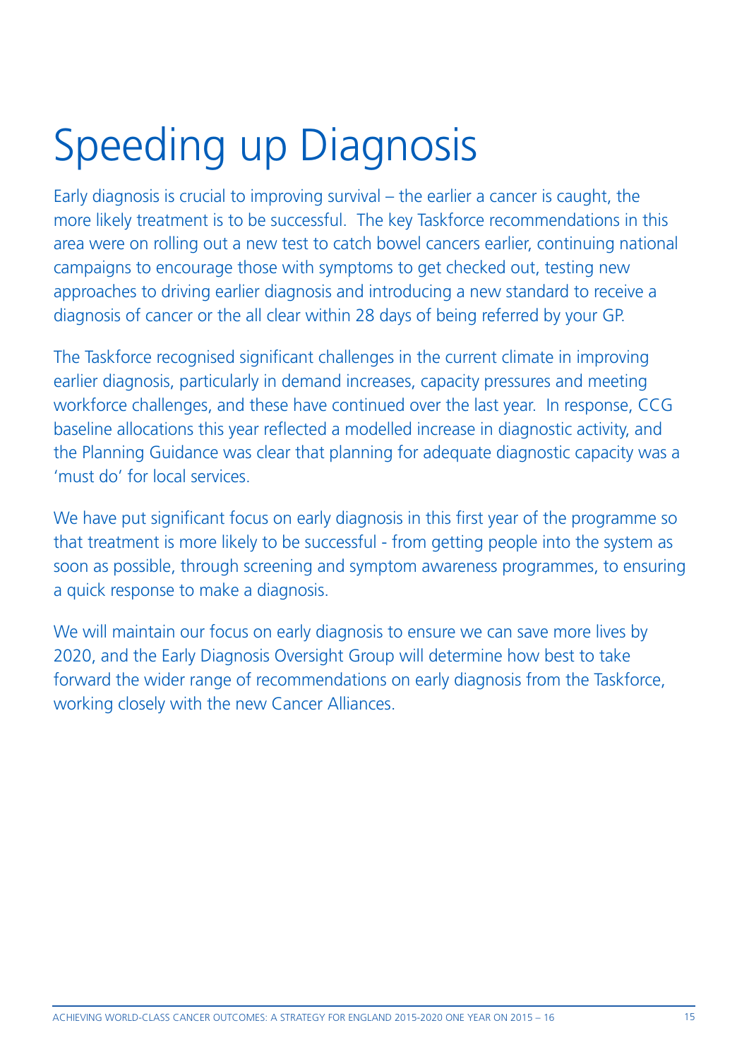# Speeding up Diagnosis

Early diagnosis is crucial to improving survival – the earlier a cancer is caught, the more likely treatment is to be successful. The key Taskforce recommendations in this area were on rolling out a new test to catch bowel cancers earlier, continuing national campaigns to encourage those with symptoms to get checked out, testing new approaches to driving earlier diagnosis and introducing a new standard to receive a diagnosis of cancer or the all clear within 28 days of being referred by your GP.

The Taskforce recognised significant challenges in the current climate in improving earlier diagnosis, particularly in demand increases, capacity pressures and meeting workforce challenges, and these have continued over the last year. In response, CCG baseline allocations this year reflected a modelled increase in diagnostic activity, and the Planning Guidance was clear that planning for adequate diagnostic capacity was a 'must do' for local services.

We have put significant focus on early diagnosis in this first year of the programme so that treatment is more likely to be successful - from getting people into the system as soon as possible, through screening and symptom awareness programmes, to ensuring a quick response to make a diagnosis.

We will maintain our focus on early diagnosis to ensure we can save more lives by 2020, and the Early Diagnosis Oversight Group will determine how best to take forward the wider range of recommendations on early diagnosis from the Taskforce, working closely with the new Cancer Alliances.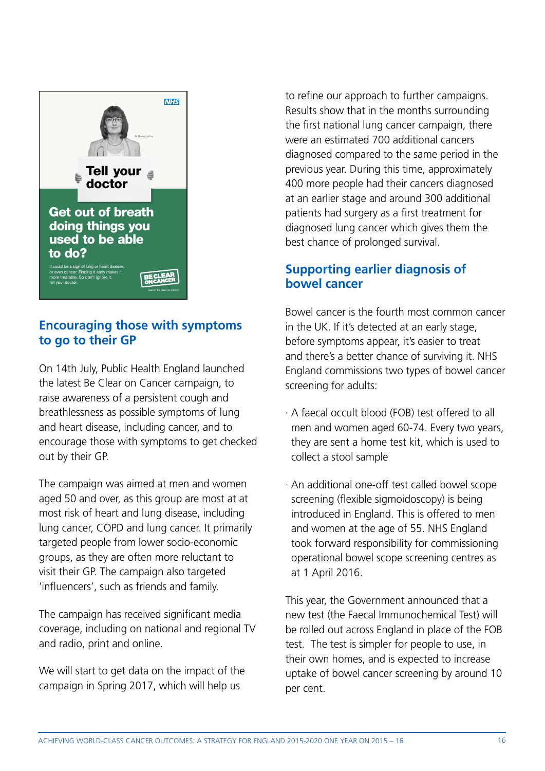## Encouraging those with symptoms to go to their GP

On 14th July, Public Health England launched the latest Be Clear on Cancer campaign, to raise awareness of a persistent cough and breathlessness as possible symptoms of lung and heart disease, including cancer, and to encourage those with symptoms to get checked out by their GP.

The campaign was aimed at men and women aged 50 and over, as this group are most at at most risk of heart and lung disease, including lung cancer, COPD and lung cancer. It primarily targeted people from lower socio-economic groups, as they are often more reluctant to visit their GP. The campaign also targeted 'influencers', such as friends and family.

The campaign has received significant media coverage, including on national and regional TV and radio, print and online.

We will start to get data on the impact of the campaign in Spring 2017, which will help us to refine our approach to further campaigns. Results show that in the months surrounding the first national lung cancer campaign, there were an estimated 700 additional cancers diagnosed compared to the same period in the previous year. During this time, approximately 400 more people had their cancers diagnosed at an earlier stage and around 300 additional patients had surgery as a first treatment for diagnosed lung cancer which gives them the best chance of prolonged survival.

## Supporting earlier diagnosis of bowel cancer

Bowel cancer is the fourth most common cancer in the UK. If it's detected at an early stage, before symptoms appear, it's easier to treat and there's a better chance of surviving it. NHS England commissions two types of bowel cancer screening for adults:

- A faecal occult blood (FOB) test offered to all men and women aged 60-74. Every two years, they are sent a home test kit, which is used to collect a stool sample
- An additional one-off test called bowel scope screening (flexible sigmoidoscopy) is being introduced in England. This is offered to men and women at the age of 55. NHS England took forward responsibility for commissioning operational bowel scope screening centres as at 1 April 2016.

This year, the Government announced that a new test (the Faecal Immunochemical Test) will be rolled out across England in place of the FOB test. The test is simpler for people to use, in their own homes, and is expected to increase uptake of bowel cancer screening by around 10 per cent.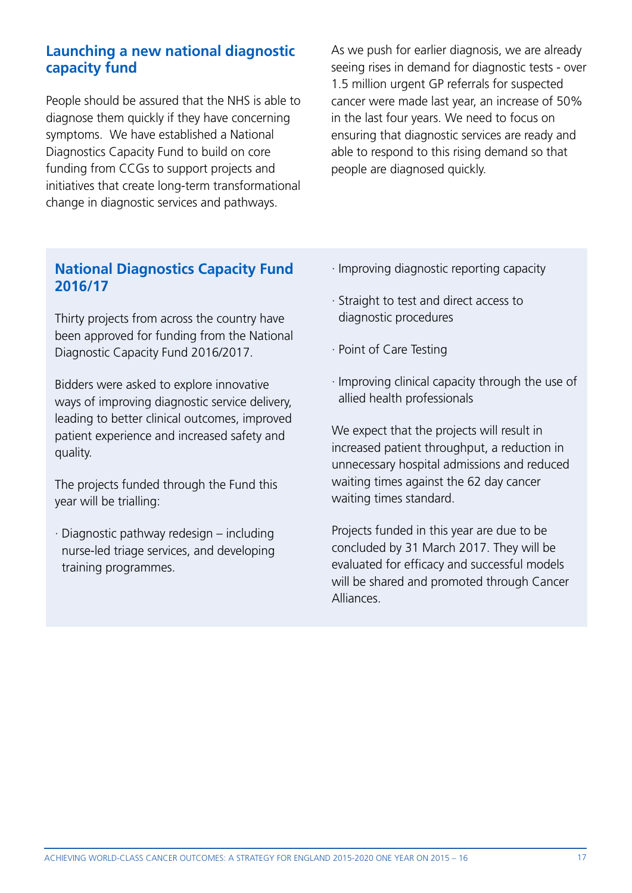## Launching a new national diagnostic capacity fund

People should be assured that the NHS is able to diagnose them quickly if they have concerning symptoms. We have established a National Diagnostics Capacity Fund to build on core funding from CCGs to support projects and initiatives that create long-term transformational change in diagnostic services and pathways.

As we push for earlier diagnosis, we are already seeing rises in demand for diagnostic tests - over 1.5 million urgent GP referrals for suspected cancer were made last year, an increase of 50% in the last four years. We need to focus on ensuring that diagnostic services are ready and able to respond to this rising demand so that people are diagnosed quickly.

### National Diagnostics Capacity Fund 2016/17

Thirty projects from across the country have been approved for funding from the National Diagnostic Capacity Fund 2016/2017.

Bidders were asked to explore innovative ways of improving diagnostic service delivery, leading to better clinical outcomes, improved patient experience and increased safety and quality.

The projects funded through the Fund this year will be trialling:

- Diagnostic pathway redesign – including nurse-led triage services, and developing training programmes.
- Improving diagnostic reporting capacity
- Straight to test and direct access to diagnostic procedures
- Point of Care Testing
- Improving clinical capacity through the use of allied health professionals

We expect that the projects will result in increased patient throughput, a reduction in unnecessary hospital admissions and reduced waiting times against the 62 day cancer waiting times standard.

Projects funded in this year are due to be concluded by 31 March 2017. They will be evaluated for efficacy and successful models will be shared and promoted through Cancer Alliances.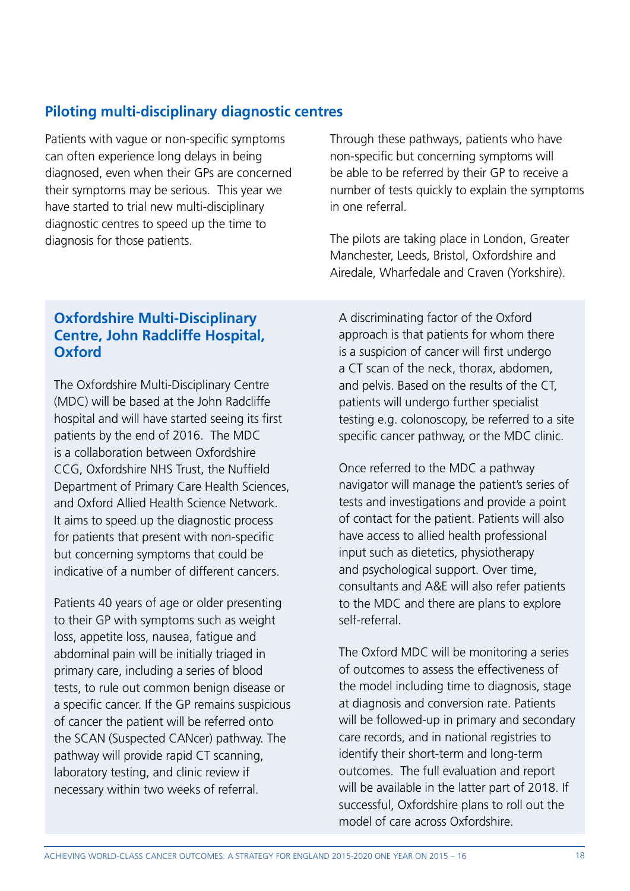## Piloting multi-disciplinary diagnostic centres

Patients with vague or non-specific symptoms can often experience long delays in being diagnosed, even when their GPs are concerned their symptoms may be serious. This year we have started to trial new multi-disciplinary diagnostic centres to speed up the time to diagnosis for those patients.

Through these pathways, patients who have non-specific but concerning symptoms will be able to be referred by their GP to receive a number of tests quickly to explain the symptoms in one referral.

The pilots are taking place in London, Greater Manchester, Leeds, Bristol, Oxfordshire and Airedale, Wharfedale and Craven (Yorkshire).

### Oxfordshire Multi-Disciplinary Centre, John Radcliffe Hospital, Oxford

The Oxfordshire Multi-Disciplinary Centre (MDC) will be based at the John Radcliffe hospital and will have started seeing its first patients by the end of 2016. The MDC is a collaboration between Oxfordshire CCG, Oxfordshire NHS Trust, the Nuffield Department of Primary Care Health Sciences, and Oxford Allied Health Science Network. It aims to speed up the diagnostic process for patients that present with non-specific but concerning symptoms that could be indicative of a number of different cancers.

Patients 40 years of age or older presenting to their GP with symptoms such as weight loss, appetite loss, nausea, fatigue and abdominal pain will be initially triaged in primary care, including a series of blood tests, to rule out common benign disease or a specific cancer. If the GP remains suspicious of cancer the patient will be referred onto the SCAN (Suspected CANcer) pathway. The pathway will provide rapid CT scanning, laboratory testing, and clinic review if necessary within two weeks of referral.

A discriminating factor of the Oxford approach is that patients for whom there is a suspicion of cancer will first undergo a CT scan of the neck, thorax, abdomen, and pelvis. Based on the results of the CT, patients will undergo further specialist testing e.g. colonoscopy, be referred to a site specific cancer pathway, or the MDC clinic.

Once referred to the MDC a pathway navigator will manage the patient's series of tests and investigations and provide a point of contact for the patient. Patients will also have access to allied health professional input such as dietetics, physiotherapy and psychological support. Over time, consultants and A&E will also refer patients to the MDC and there are plans to explore self-referral.

The Oxford MDC will be monitoring a series of outcomes to assess the effectiveness of the model including time to diagnosis, stage at diagnosis and conversion rate. Patients will be followed-up in primary and secondary care records, and in national registries to identify their short-term and long-term outcomes. The full evaluation and report will be available in the latter part of 2018. If successful, Oxfordshire plans to roll out the model of care across Oxfordshire.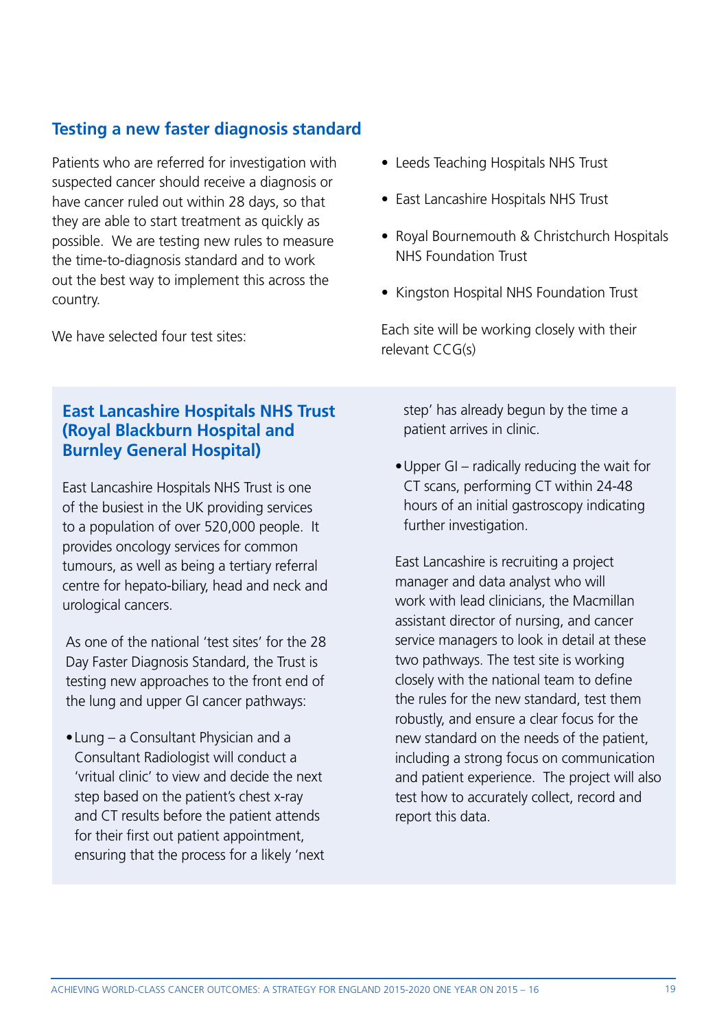## Testing a new faster diagnosis standard

Patients who are referred for investigation with suspected cancer should receive a diagnosis or have cancer ruled out within 28 days, so that they are able to start treatment as quickly as possible. We are testing new rules to measure the time-to-diagnosis standard and to work out the best way to implement this across the country.

We have selected four test sites:

- Leeds Teaching Hospitals NHS Trust
- East Lancashire Hospitals NHS Trust
- Royal Bournemouth & Christchurch Hospitals NHS Foundation Trust
- Kingston Hospital NHS Foundation Trust

Each site will be working closely with their relevant CCG(s)

### East Lancashire Hospitals NHS Trust (Royal Blackburn Hospital and Burnley General Hospital)

East Lancashire Hospitals NHS Trust is one of the busiest in the UK providing services to a population of over 520,000 people. It provides oncology services for common tumours, as well as being a tertiary referral centre for hepato-biliary, head and neck and urological cancers.

As one of the national 'test sites' for the 28 Day Faster Diagnosis Standard, the Trust is testing new approaches to the front end of the lung and upper GI cancer pathways:

- Lung – a Consultant Physician and a Consultant Radiologist will conduct a 'vritual clinic' to view and decide the next step based on the patient's chest x-ray and CT results before the patient attends for their first out patient appointment, ensuring that the process for a likely 'next step' has already begun by the time a patient arrives in clinic.
- Upper GI – radically reducing the wait for CT scans, performing CT within 24-48 hours of an initial gastroscopy indicating further investigation.

East Lancashire is recruiting a project manager and data analyst who will work with lead clinicians, the Macmillan assistant director of nursing, and cancer service managers to look in detail at these two pathways. The test site is working closely with the national team to define the rules for the new standard, test them robustly, and ensure a clear focus for the new standard on the needs of the patient, including a strong focus on communication and patient experience. The project will also test how to accurately collect, record and report this data.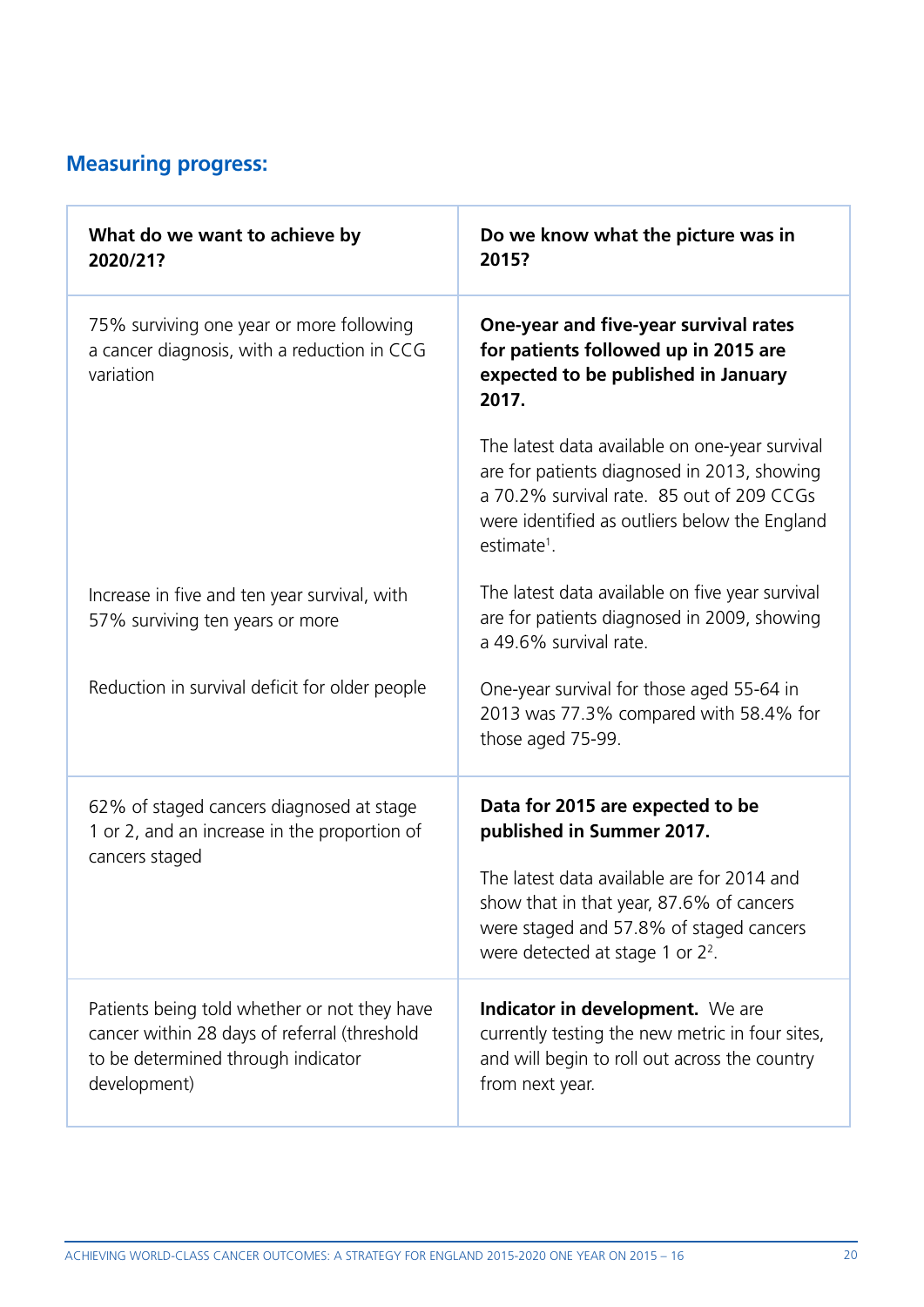## Measuring progress:

| What do we want to achieve by 2020/21? | Do we know what the picture was in 2015? |
|---|---|
| 75% surviving one year or more following a cancer diagnosis, with a reduction in CCG variation<br><br>Increase in five and ten year survival, with 57% surviving ten years or more<br><br>Reduction in survival deficit for older people | **One-year and five-year survival rates for patients followed up in 2015 are expected to be published in January 2017.**<br><br>The latest data available on one-year survival are for patients diagnosed in 2013, showing a 70.2% survival rate. 85 out of 209 CCGs were identified as outliers below the England estimate[1].<br><br>The latest data available on five year survival are for patients diagnosed in 2009, showing a 49.6% survival rate.<br><br>One-year survival for those aged 55-64 in 2013 was 77.3% compared with 58.4% for those aged 75-99. |
| 62% of staged cancers diagnosed at stage 1 or 2, and an increase in the proportion of cancers staged | **Data for 2015 are expected to be published in Summer 2017.**<br><br>The latest data available are for 2014 and show that in that year, 87.6% of cancers were staged and 57.8% of staged cancers were detected at stage 1 or 2[2]. |
| Patients being told whether or not they have cancer within 28 days of referral (threshold to be determined through indicator development) | **Indicator in development.** We are currently testing the new metric in four sites, and will begin to roll out across the country from next year. |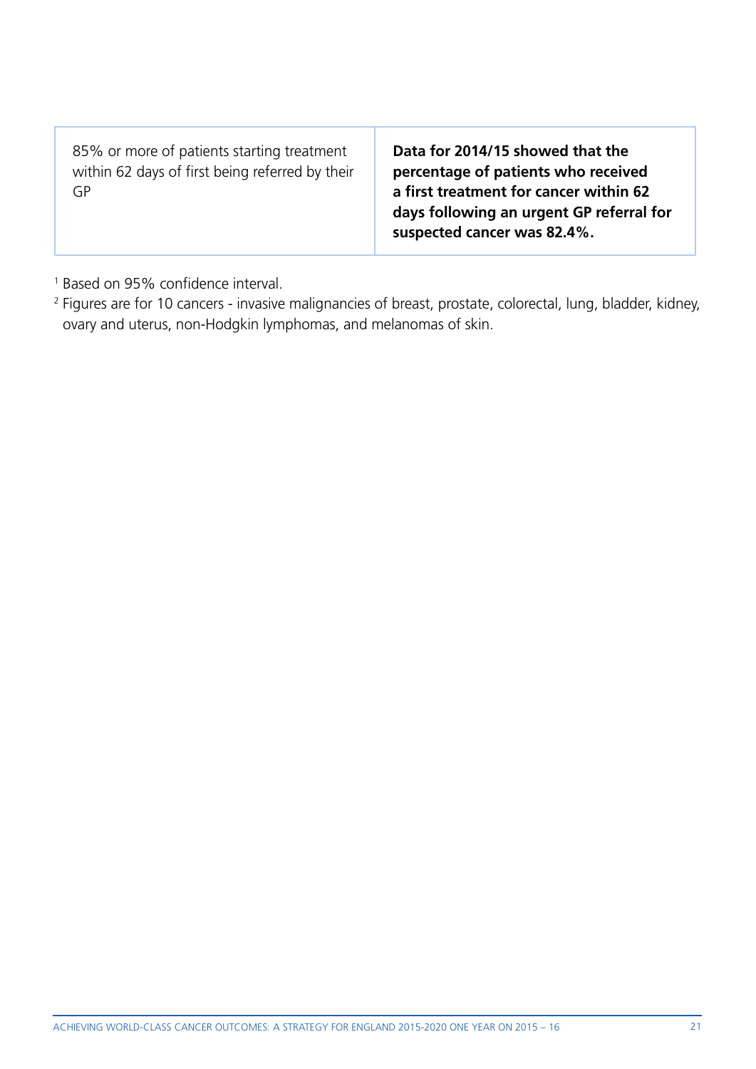| | |
|---|---|
| 85% or more of patients starting treatment within 62 days of first being referred by their GP | **Data for 2014/15 showed that the percentage of patients who received a first treatment for cancer within 62 days following an urgent GP referral for suspected cancer was 82.4%.** |

[1] Based on 95% confidence interval.

[2] Figures are for 10 cancers - invasive malignancies of breast, prostate, colorectal, lung, bladder, kidney, ovary and uterus, non-Hodgkin lymphomas, and melanomas of skin.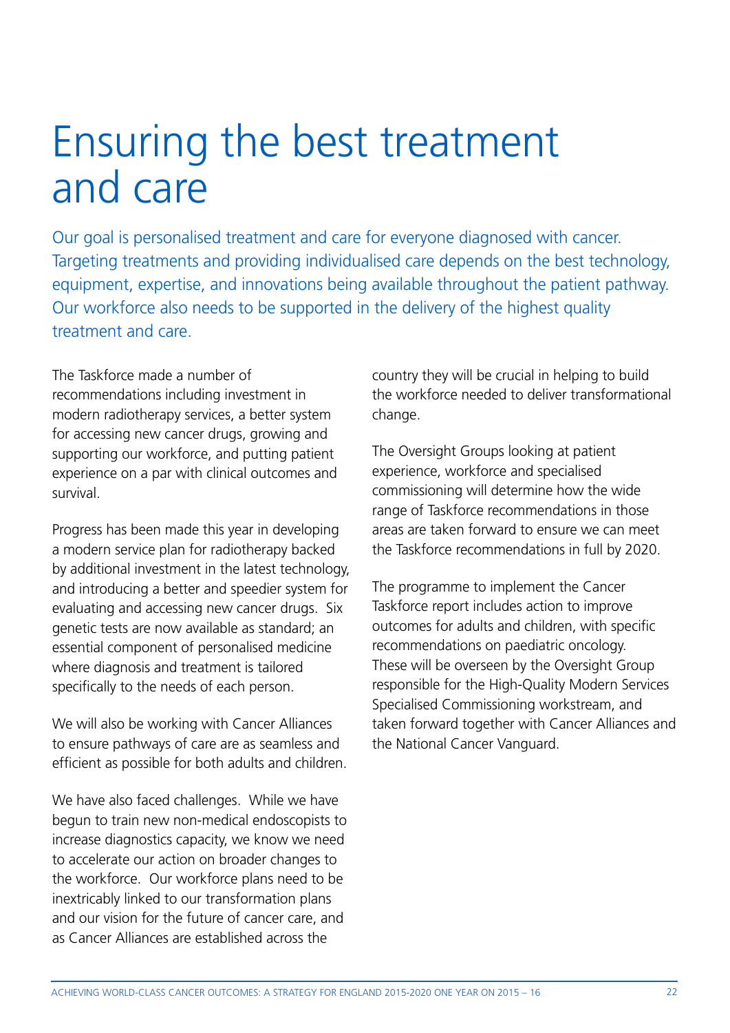# Ensuring the best treatment and care

Our goal is personalised treatment and care for everyone diagnosed with cancer. Targeting treatments and providing individualised care depends on the best technology, equipment, expertise, and innovations being available throughout the patient pathway. Our workforce also needs to be supported in the delivery of the highest quality treatment and care.

The Taskforce made a number of recommendations including investment in modern radiotherapy services, a better system for accessing new cancer drugs, growing and supporting our workforce, and putting patient experience on a par with clinical outcomes and survival.

Progress has been made this year in developing a modern service plan for radiotherapy backed by additional investment in the latest technology, and introducing a better and speedier system for evaluating and accessing new cancer drugs. Six genetic tests are now available as standard; an essential component of personalised medicine where diagnosis and treatment is tailored specifically to the needs of each person.

We will also be working with Cancer Alliances to ensure pathways of care are as seamless and efficient as possible for both adults and children.

We have also faced challenges. While we have begun to train new non-medical endoscopists to increase diagnostics capacity, we know we need to accelerate our action on broader changes to the workforce. Our workforce plans need to be inextricably linked to our transformation plans and our vision for the future of cancer care, and as Cancer Alliances are established across the country they will be crucial in helping to build the workforce needed to deliver transformational change.

The Oversight Groups looking at patient experience, workforce and specialised commissioning will determine how the wide range of Taskforce recommendations in those areas are taken forward to ensure we can meet the Taskforce recommendations in full by 2020.

The programme to implement the Cancer Taskforce report includes action to improve outcomes for adults and children, with specific recommendations on paediatric oncology. These will be overseen by the Oversight Group responsible for the High-Quality Modern Services Specialised Commissioning workstream, and taken forward together with Cancer Alliances and the National Cancer Vanguard.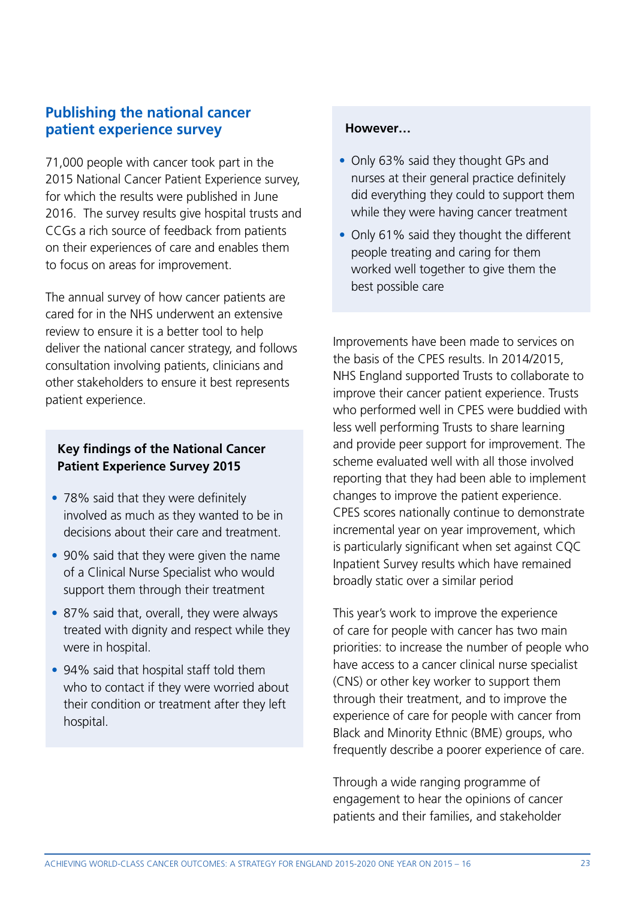## Publishing the national cancer patient experience survey

71,000 people with cancer took part in the 2015 National Cancer Patient Experience survey, for which the results were published in June 2016. The survey results give hospital trusts and CCGs a rich source of feedback from patients on their experiences of care and enables them to focus on areas for improvement.

The annual survey of how cancer patients are cared for in the NHS underwent an extensive review to ensure it is a better tool to help deliver the national cancer strategy, and follows consultation involving patients, clinicians and other stakeholders to ensure it best represents patient experience.

**Key findings of the National Cancer Patient Experience Survey 2015**

- 78% said that they were definitely involved as much as they wanted to be in decisions about their care and treatment.
- 90% said that they were given the name of a Clinical Nurse Specialist who would support them through their treatment
- 87% said that, overall, they were always treated with dignity and respect while they were in hospital.
- 94% said that hospital staff told them who to contact if they were worried about their condition or treatment after they left hospital.

**However…**

- Only 63% said they thought GPs and nurses at their general practice definitely did everything they could to support them while they were having cancer treatment
- Only 61% said they thought the different people treating and caring for them worked well together to give them the best possible care

Improvements have been made to services on the basis of the CPES results. In 2014/2015, NHS England supported Trusts to collaborate to improve their cancer patient experience. Trusts who performed well in CPES were buddied with less well performing Trusts to share learning and provide peer support for improvement. The scheme evaluated well with all those involved reporting that they had been able to implement changes to improve the patient experience. CPES scores nationally continue to demonstrate incremental year on year improvement, which is particularly significant when set against CQC Inpatient Survey results which have remained broadly static over a similar period

This year's work to improve the experience of care for people with cancer has two main priorities: to increase the number of people who have access to a cancer clinical nurse specialist (CNS) or other key worker to support them through their treatment, and to improve the experience of care for people with cancer from Black and Minority Ethnic (BME) groups, who frequently describe a poorer experience of care.

Through a wide ranging programme of engagement to hear the opinions of cancer patients and their families, and stakeholder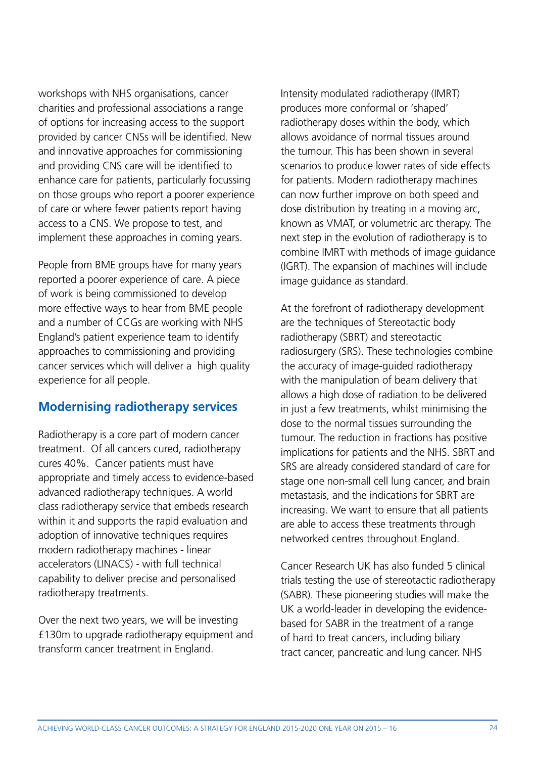workshops with NHS organisations, cancer charities and professional associations a range of options for increasing access to the support provided by cancer CNSs will be identified. New and innovative approaches for commissioning and providing CNS care will be identified to enhance care for patients, particularly focussing on those groups who report a poorer experience of care or where fewer patients report having access to a CNS. We propose to test, and implement these approaches in coming years.

People from BME groups have for many years reported a poorer experience of care. A piece of work is being commissioned to develop more effective ways to hear from BME people and a number of CCGs are working with NHS England's patient experience team to identify approaches to commissioning and providing cancer services which will deliver a high quality experience for all people.

## Modernising radiotherapy services

Radiotherapy is a core part of modern cancer treatment. Of all cancers cured, radiotherapy cures 40%. Cancer patients must have appropriate and timely access to evidence-based advanced radiotherapy techniques. A world class radiotherapy service that embeds research within it and supports the rapid evaluation and adoption of innovative techniques requires modern radiotherapy machines - linear accelerators (LINACS) - with full technical capability to deliver precise and personalised radiotherapy treatments.

Over the next two years, we will be investing £130m to upgrade radiotherapy equipment and transform cancer treatment in England.

Intensity modulated radiotherapy (IMRT) produces more conformal or 'shaped' radiotherapy doses within the body, which allows avoidance of normal tissues around the tumour. This has been shown in several scenarios to produce lower rates of side effects for patients. Modern radiotherapy machines can now further improve on both speed and dose distribution by treating in a moving arc, known as VMAT, or volumetric arc therapy. The next step in the evolution of radiotherapy is to combine IMRT with methods of image guidance (IGRT). The expansion of machines will include image guidance as standard.

At the forefront of radiotherapy development are the techniques of Stereotactic body radiotherapy (SBRT) and stereotactic radiosurgery (SRS). These technologies combine the accuracy of image-guided radiotherapy with the manipulation of beam delivery that allows a high dose of radiation to be delivered in just a few treatments, whilst minimising the dose to the normal tissues surrounding the tumour. The reduction in fractions has positive implications for patients and the NHS. SBRT and SRS are already considered standard of care for stage one non-small cell lung cancer, and brain metastasis, and the indications for SBRT are increasing. We want to ensure that all patients are able to access these treatments through networked centres throughout England.

Cancer Research UK has also funded 5 clinical trials testing the use of stereotactic radiotherapy (SABR). These pioneering studies will make the UK a world-leader in developing the evidence-based for SABR in the treatment of a range of hard to treat cancers, including biliary tract cancer, pancreatic and lung cancer. NHS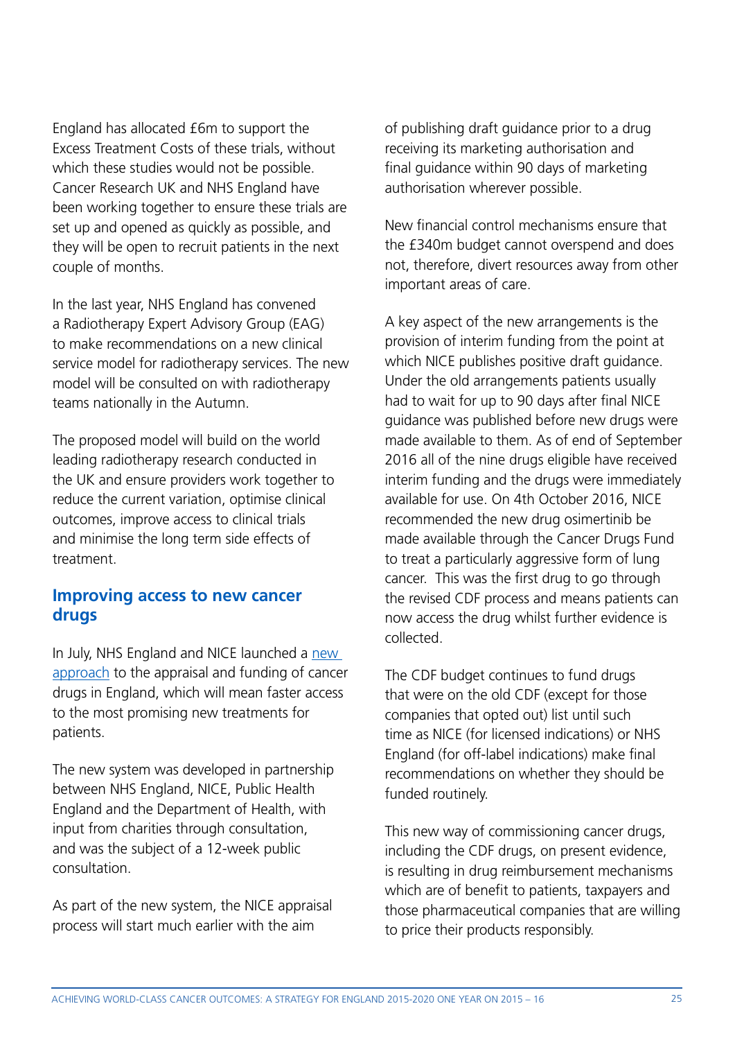England has allocated £6m to support the Excess Treatment Costs of these trials, without which these studies would not be possible. Cancer Research UK and NHS England have been working together to ensure these trials are set up and opened as quickly as possible, and they will be open to recruit patients in the next couple of months.

In the last year, NHS England has convened a Radiotherapy Expert Advisory Group (EAG) to make recommendations on a new clinical service model for radiotherapy services. The new model will be consulted on with radiotherapy teams nationally in the Autumn.

The proposed model will build on the world leading radiotherapy research conducted in the UK and ensure providers work together to reduce the current variation, optimise clinical outcomes, improve access to clinical trials and minimise the long term side effects of treatment.

## Improving access to new cancer drugs

In July, NHS England and NICE launched a [new approach] to the appraisal and funding of cancer drugs in England, which will mean faster access to the most promising new treatments for patients.

The new system was developed in partnership between NHS England, NICE, Public Health England and the Department of Health, with input from charities through consultation, and was the subject of a 12-week public consultation.

As part of the new system, the NICE appraisal process will start much earlier with the aim of publishing draft guidance prior to a drug receiving its marketing authorisation and final guidance within 90 days of marketing authorisation wherever possible.

New financial control mechanisms ensure that the £340m budget cannot overspend and does not, therefore, divert resources away from other important areas of care.

A key aspect of the new arrangements is the provision of interim funding from the point at which NICE publishes positive draft guidance. Under the old arrangements patients usually had to wait for up to 90 days after final NICE guidance was published before new drugs were made available to them. As of end of September 2016 all of the nine drugs eligible have received interim funding and the drugs were immediately available for use. On 4th October 2016, NICE recommended the new drug osimertinib be made available through the Cancer Drugs Fund to treat a particularly aggressive form of lung cancer. This was the first drug to go through the revised CDF process and means patients can now access the drug whilst further evidence is collected.

The CDF budget continues to fund drugs that were on the old CDF (except for those companies that opted out) list until such time as NICE (for licensed indications) or NHS England (for off-label indications) make final recommendations on whether they should be funded routinely.

This new way of commissioning cancer drugs, including the CDF drugs, on present evidence, is resulting in drug reimbursement mechanisms which are of benefit to patients, taxpayers and those pharmaceutical companies that are willing to price their products responsibly.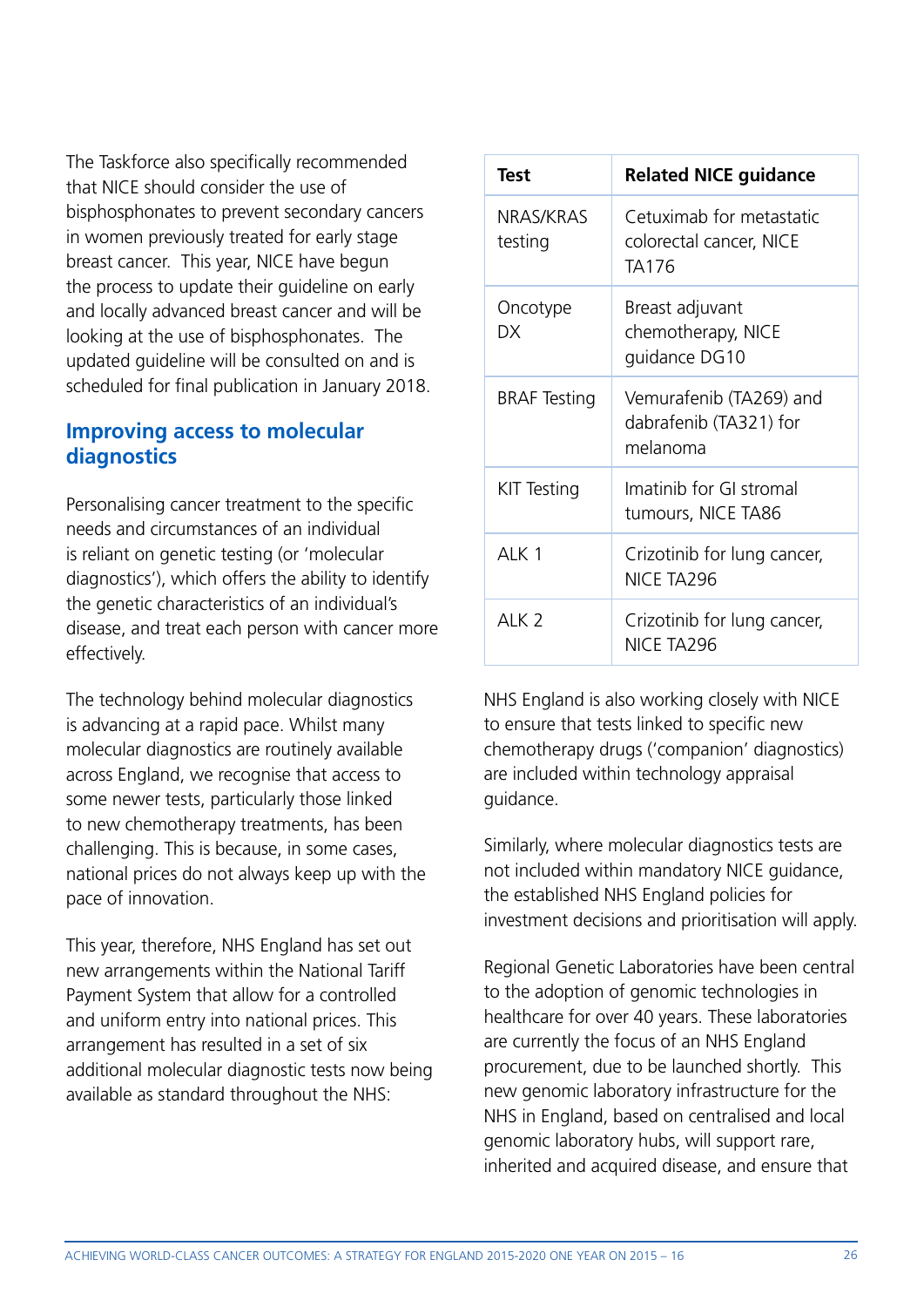The Taskforce also specifically recommended that NICE should consider the use of bisphosphonates to prevent secondary cancers in women previously treated for early stage breast cancer. This year, NICE have begun the process to update their guideline on early and locally advanced breast cancer and will be looking at the use of bisphosphonates. The updated guideline will be consulted on and is scheduled for final publication in January 2018.

## Improving access to molecular diagnostics

Personalising cancer treatment to the specific needs and circumstances of an individual is reliant on genetic testing (or 'molecular diagnostics'), which offers the ability to identify the genetic characteristics of an individual's disease, and treat each person with cancer more effectively.

The technology behind molecular diagnostics is advancing at a rapid pace. Whilst many molecular diagnostics are routinely available across England, we recognise that access to some newer tests, particularly those linked to new chemotherapy treatments, has been challenging. This is because, in some cases, national prices do not always keep up with the pace of innovation.

This year, therefore, NHS England has set out new arrangements within the National Tariff Payment System that allow for a controlled and uniform entry into national prices. This arrangement has resulted in a set of six additional molecular diagnostic tests now being available as standard throughout the NHS:

| Test | Related NICE guidance |
|---|---|
| NRAS/KRAS testing | Cetuximab for metastatic colorectal cancer, NICE TA176 |
| Oncotype DX | Breast adjuvant chemotherapy, NICE guidance DG10 |
| BRAF Testing | Vemurafenib (TA269) and dabrafenib (TA321) for melanoma |
| KIT Testing | Imatinib for GI stromal tumours, NICE TA86 |
| ALK 1 | Crizotinib for lung cancer, NICE TA296 |
| ALK 2 | Crizotinib for lung cancer, NICE TA296 |

NHS England is also working closely with NICE to ensure that tests linked to specific new chemotherapy drugs ('companion' diagnostics) are included within technology appraisal guidance.

Similarly, where molecular diagnostics tests are not included within mandatory NICE guidance, the established NHS England policies for investment decisions and prioritisation will apply.

Regional Genetic Laboratories have been central to the adoption of genomic technologies in healthcare for over 40 years. These laboratories are currently the focus of an NHS England procurement, due to be launched shortly. This new genomic laboratory infrastructure for the NHS in England, based on centralised and local genomic laboratory hubs, will support rare, inherited and acquired disease, and ensure that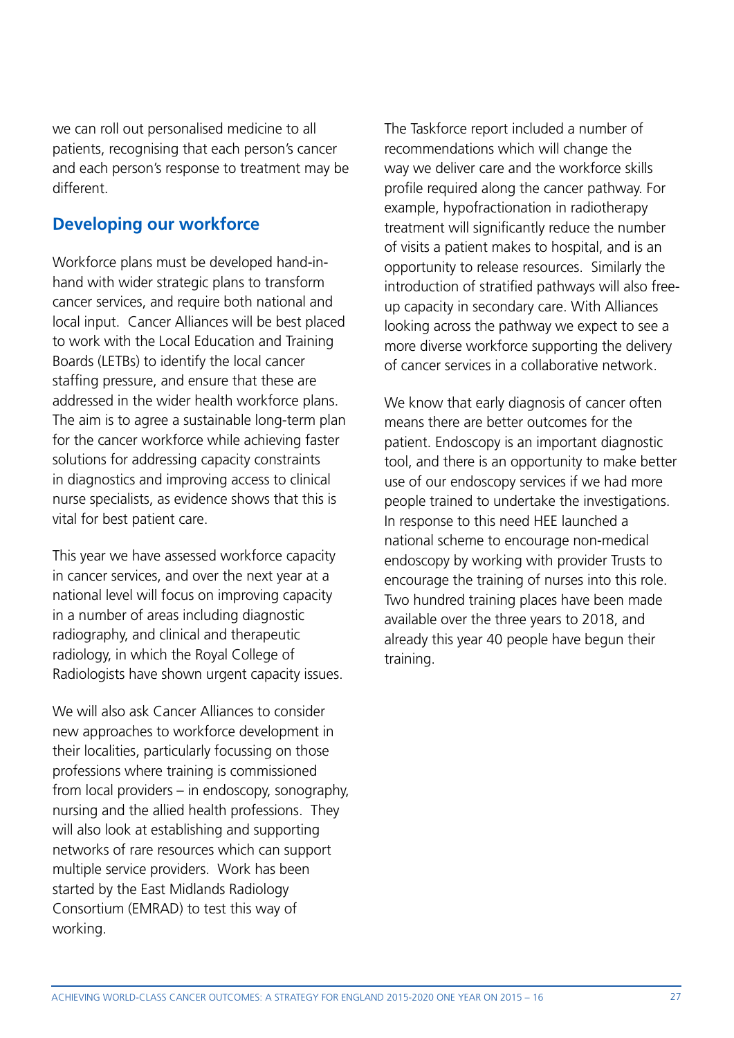we can roll out personalised medicine to all patients, recognising that each person's cancer and each person's response to treatment may be different.

## Developing our workforce

Workforce plans must be developed hand-in-hand with wider strategic plans to transform cancer services, and require both national and local input. Cancer Alliances will be best placed to work with the Local Education and Training Boards (LETBs) to identify the local cancer staffing pressure, and ensure that these are addressed in the wider health workforce plans. The aim is to agree a sustainable long-term plan for the cancer workforce while achieving faster solutions for addressing capacity constraints in diagnostics and improving access to clinical nurse specialists, as evidence shows that this is vital for best patient care.

This year we have assessed workforce capacity in cancer services, and over the next year at a national level will focus on improving capacity in a number of areas including diagnostic radiography, and clinical and therapeutic radiology, in which the Royal College of Radiologists have shown urgent capacity issues.

We will also ask Cancer Alliances to consider new approaches to workforce development in their localities, particularly focussing on those professions where training is commissioned from local providers – in endoscopy, sonography, nursing and the allied health professions. They will also look at establishing and supporting networks of rare resources which can support multiple service providers. Work has been started by the East Midlands Radiology Consortium (EMRAD) to test this way of working.

The Taskforce report included a number of recommendations which will change the way we deliver care and the workforce skills profile required along the cancer pathway. For example, hypofractionation in radiotherapy treatment will significantly reduce the number of visits a patient makes to hospital, and is an opportunity to release resources. Similarly the introduction of stratified pathways will also free-up capacity in secondary care. With Alliances looking across the pathway we expect to see a more diverse workforce supporting the delivery of cancer services in a collaborative network.

We know that early diagnosis of cancer often means there are better outcomes for the patient. Endoscopy is an important diagnostic tool, and there is an opportunity to make better use of our endoscopy services if we had more people trained to undertake the investigations. In response to this need HEE launched a national scheme to encourage non-medical endoscopy by working with provider Trusts to encourage the training of nurses into this role. Two hundred training places have been made available over the three years to 2018, and already this year 40 people have begun their training.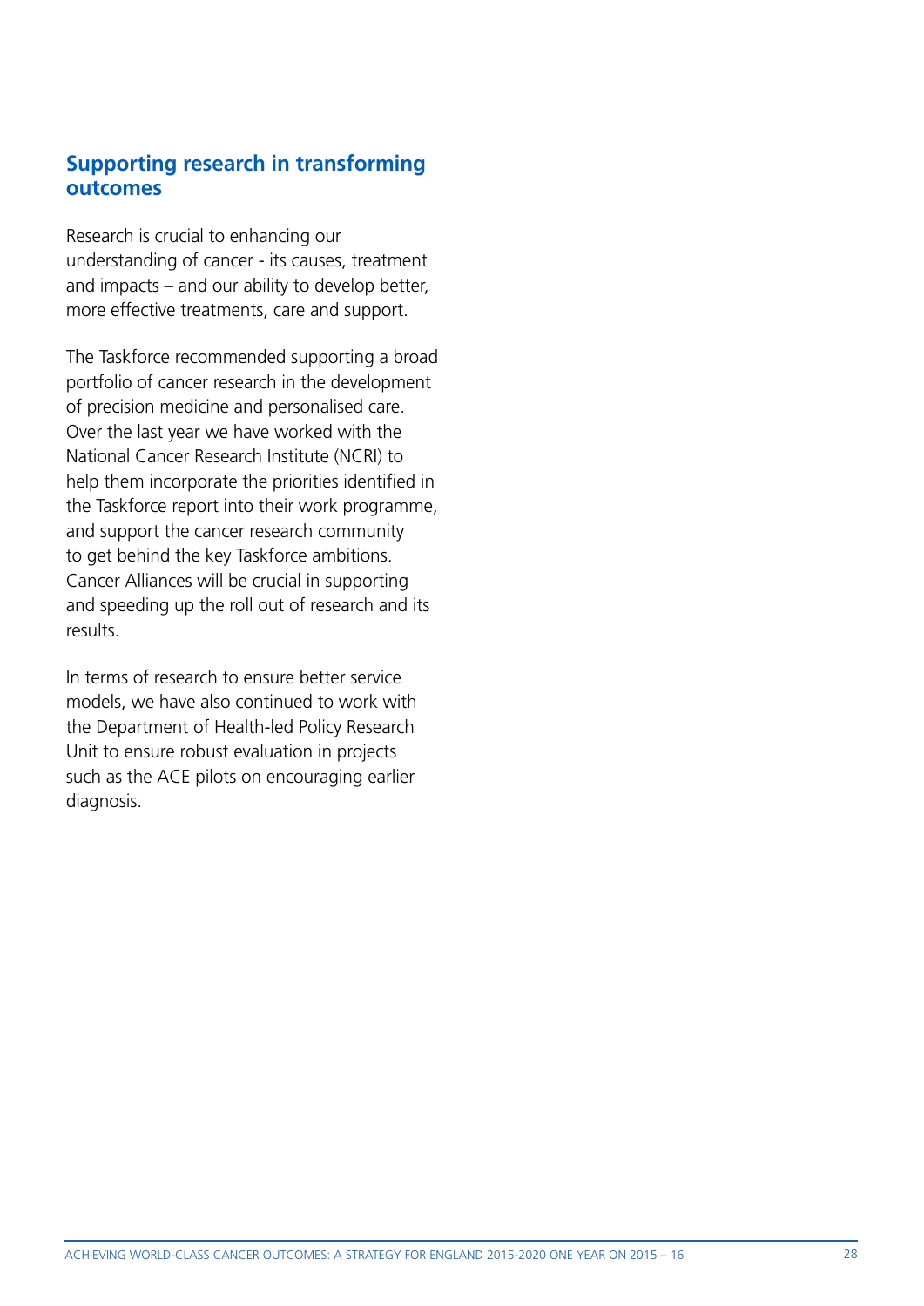## Supporting research in transforming outcomes

Research is crucial to enhancing our understanding of cancer - its causes, treatment and impacts – and our ability to develop better, more effective treatments, care and support.

The Taskforce recommended supporting a broad portfolio of cancer research in the development of precision medicine and personalised care. Over the last year we have worked with the National Cancer Research Institute (NCRI) to help them incorporate the priorities identified in the Taskforce report into their work programme, and support the cancer research community to get behind the key Taskforce ambitions. Cancer Alliances will be crucial in supporting and speeding up the roll out of research and its results.

In terms of research to ensure better service models, we have also continued to work with the Department of Health-led Policy Research Unit to ensure robust evaluation in projects such as the ACE pilots on encouraging earlier diagnosis.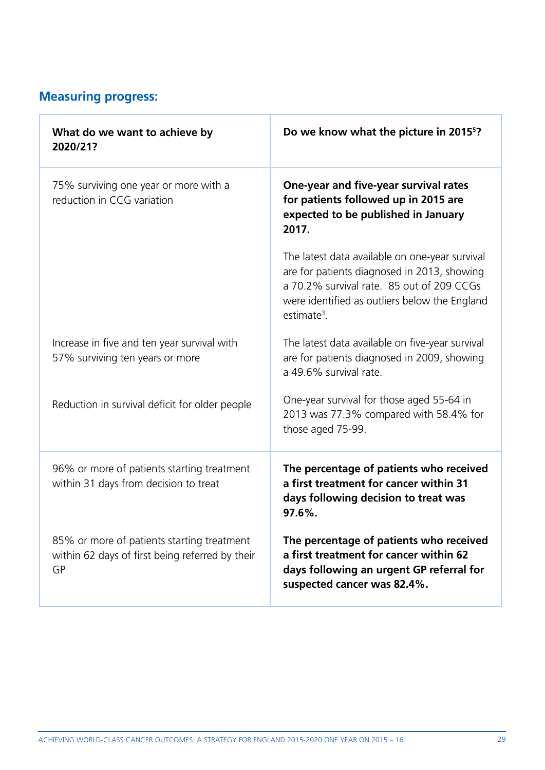## Measuring progress:

| **What do we want to achieve by 2020/21?** | **Do we know what the picture in 2015[5]?** |
| --- | --- |
| 75% surviving one year or more with a reduction in CCG variation | **One-year and five-year survival rates for patients followed up in 2015 are expected to be published in January 2017.** The latest data available on one-year survival are for patients diagnosed in 2013, showing a 70.2% survival rate. 85 out of 209 CCGs were identified as outliers below the England estimate[3]. |
| Increase in five and ten year survival with 57% surviving ten years or more | The latest data available on five-year survival are for patients diagnosed in 2009, showing a 49.6% survival rate. |
| Reduction in survival deficit for older people | One-year survival for those aged 55-64 in 2013 was 77.3% compared with 58.4% for those aged 75-99. |
| 96% or more of patients starting treatment within 31 days from decision to treat | **The percentage of patients who received a first treatment for cancer within 31 days following decision to treat was 97.6%.** |
| 85% or more of patients starting treatment within 62 days of first being referred by their GP | **The percentage of patients who received a first treatment for cancer within 62 days following an urgent GP referral for suspected cancer was 82.4%.** |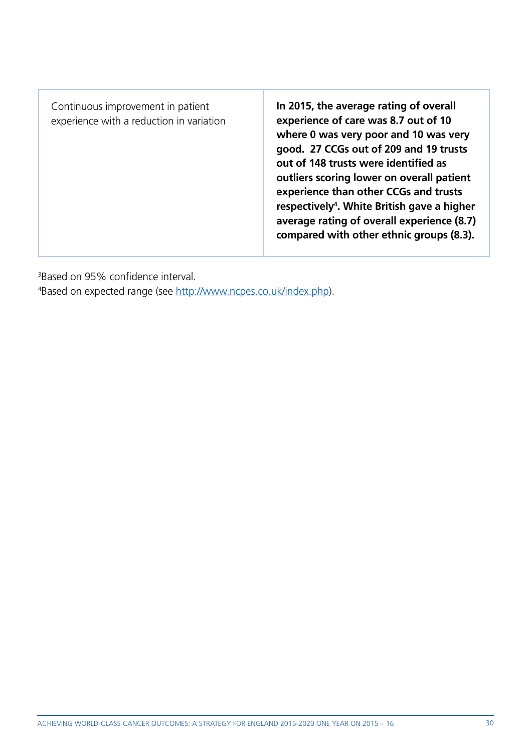| | |
|---|---|
| Continuous improvement in patient experience with a reduction in variation | **In 2015, the average rating of overall experience of care was 8.7 out of 10 where 0 was very poor and 10 was very good. 27 CCGs out of 209 and 19 trusts out of 148 trusts were identified as outliers scoring lower on overall patient experience than other CCGs and trusts respectively[4]. White British gave a higher average rating of overall experience (8.7) compared with other ethnic groups (8.3).** |

[3]Based on 95% confidence interval.

[4]Based on expected range (see http://www.ncpes.co.uk/index.php).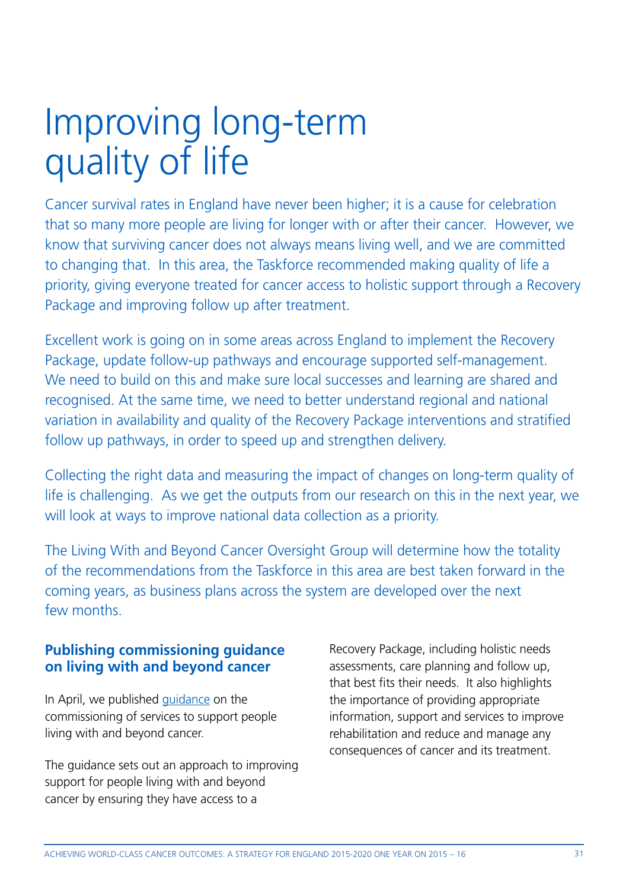# Improving long-term quality of life

Cancer survival rates in England have never been higher; it is a cause for celebration that so many more people are living for longer with or after their cancer. However, we know that surviving cancer does not always means living well, and we are committed to changing that. In this area, the Taskforce recommended making quality of life a priority, giving everyone treated for cancer access to holistic support through a Recovery Package and improving follow up after treatment.

Excellent work is going on in some areas across England to implement the Recovery Package, update follow-up pathways and encourage supported self-management. We need to build on this and make sure local successes and learning are shared and recognised. At the same time, we need to better understand regional and national variation in availability and quality of the Recovery Package interventions and stratified follow up pathways, in order to speed up and strengthen delivery.

Collecting the right data and measuring the impact of changes on long-term quality of life is challenging. As we get the outputs from our research on this in the next year, we will look at ways to improve national data collection as a priority.

The Living With and Beyond Cancer Oversight Group will determine how the totality of the recommendations from the Taskforce in this area are best taken forward in the coming years, as business plans across the system are developed over the next few months.

### Publishing commissioning guidance on living with and beyond cancer

In April, we published guidance on the commissioning of services to support people living with and beyond cancer.

The guidance sets out an approach to improving support for people living with and beyond cancer by ensuring they have access to a Recovery Package, including holistic needs assessments, care planning and follow up, that best fits their needs. It also highlights the importance of providing appropriate information, support and services to improve rehabilitation and reduce and manage any consequences of cancer and its treatment.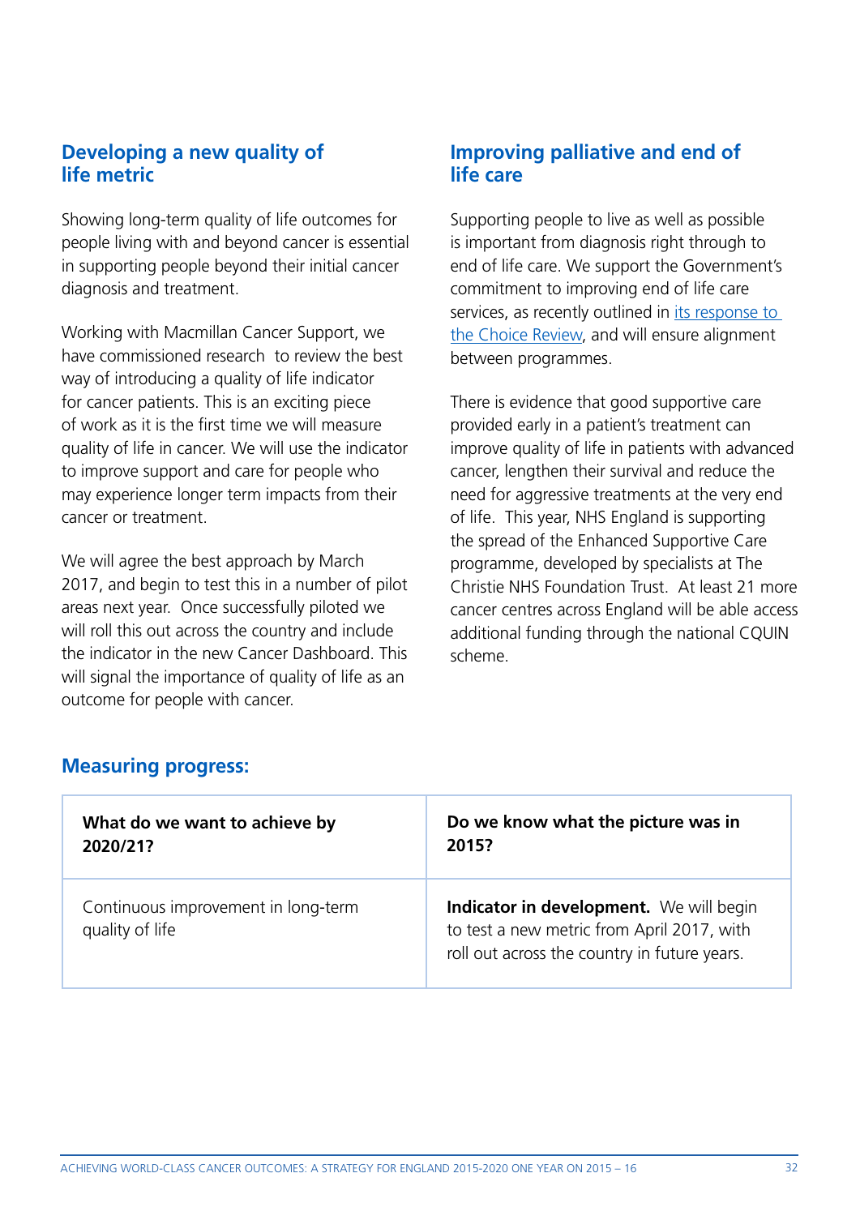## Developing a new quality of life metric

Showing long-term quality of life outcomes for people living with and beyond cancer is essential in supporting people beyond their initial cancer diagnosis and treatment.

Working with Macmillan Cancer Support, we have commissioned research to review the best way of introducing a quality of life indicator for cancer patients. This is an exciting piece of work as it is the first time we will measure quality of life in cancer. We will use the indicator to improve support and care for people who may experience longer term impacts from their cancer or treatment.

We will agree the best approach by March 2017, and begin to test this in a number of pilot areas next year. Once successfully piloted we will roll this out across the country and include the indicator in the new Cancer Dashboard. This will signal the importance of quality of life as an outcome for people with cancer.

## Improving palliative and end of life care

Supporting people to live as well as possible is important from diagnosis right through to end of life care. We support the Government's commitment to improving end of life care services, as recently outlined in its response to the Choice Review, and will ensure alignment between programmes.

There is evidence that good supportive care provided early in a patient's treatment can improve quality of life in patients with advanced cancer, lengthen their survival and reduce the need for aggressive treatments at the very end of life. This year, NHS England is supporting the spread of the Enhanced Supportive Care programme, developed by specialists at The Christie NHS Foundation Trust. At least 21 more cancer centres across England will be able access additional funding through the national CQUIN scheme.

## Measuring progress:

| What do we want to achieve by 2020/21? | Do we know what the picture was in 2015? |
|---|---|
| Continuous improvement in long-term quality of life | **Indicator in development.** We will begin to test a new metric from April 2017, with roll out across the country in future years. |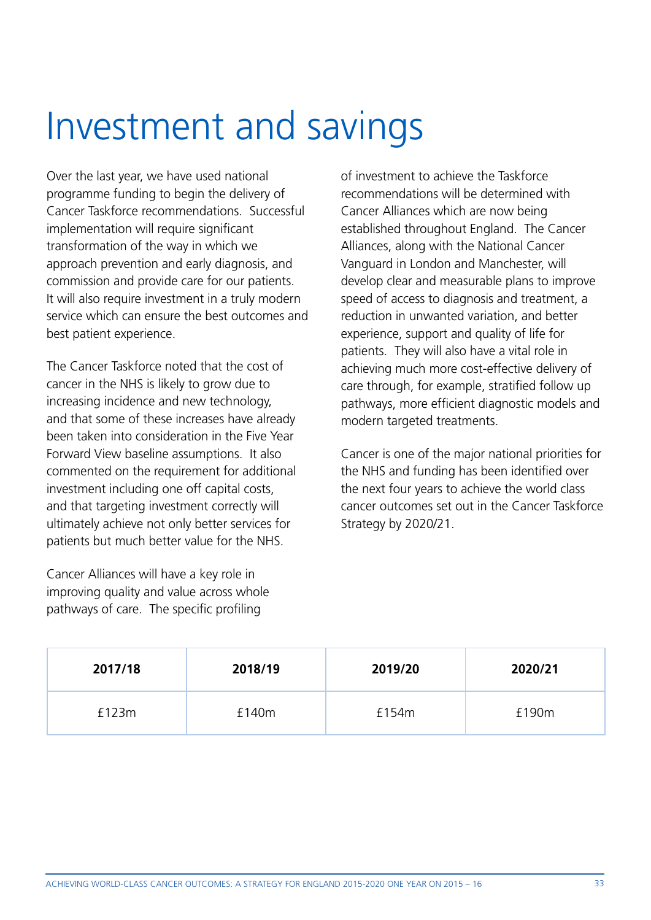# Investment and savings

Over the last year, we have used national programme funding to begin the delivery of Cancer Taskforce recommendations. Successful implementation will require significant transformation of the way in which we approach prevention and early diagnosis, and commission and provide care for our patients. It will also require investment in a truly modern service which can ensure the best outcomes and best patient experience.

The Cancer Taskforce noted that the cost of cancer in the NHS is likely to grow due to increasing incidence and new technology, and that some of these increases have already been taken into consideration in the Five Year Forward View baseline assumptions. It also commented on the requirement for additional investment including one off capital costs, and that targeting investment correctly will ultimately achieve not only better services for patients but much better value for the NHS.

Cancer Alliances will have a key role in improving quality and value across whole pathways of care. The specific profiling of investment to achieve the Taskforce recommendations will be determined with Cancer Alliances which are now being established throughout England. The Cancer Alliances, along with the National Cancer Vanguard in London and Manchester, will develop clear and measurable plans to improve speed of access to diagnosis and treatment, a reduction in unwanted variation, and better experience, support and quality of life for patients. They will also have a vital role in achieving much more cost-effective delivery of care through, for example, stratified follow up pathways, more efficient diagnostic models and modern targeted treatments.

Cancer is one of the major national priorities for the NHS and funding has been identified over the next four years to achieve the world class cancer outcomes set out in the Cancer Taskforce Strategy by 2020/21.

| 2017/18 | 2018/19 | 2019/20 | 2020/21 |
|---|---|---|---|
| £123m | £140m | £154m | £190m |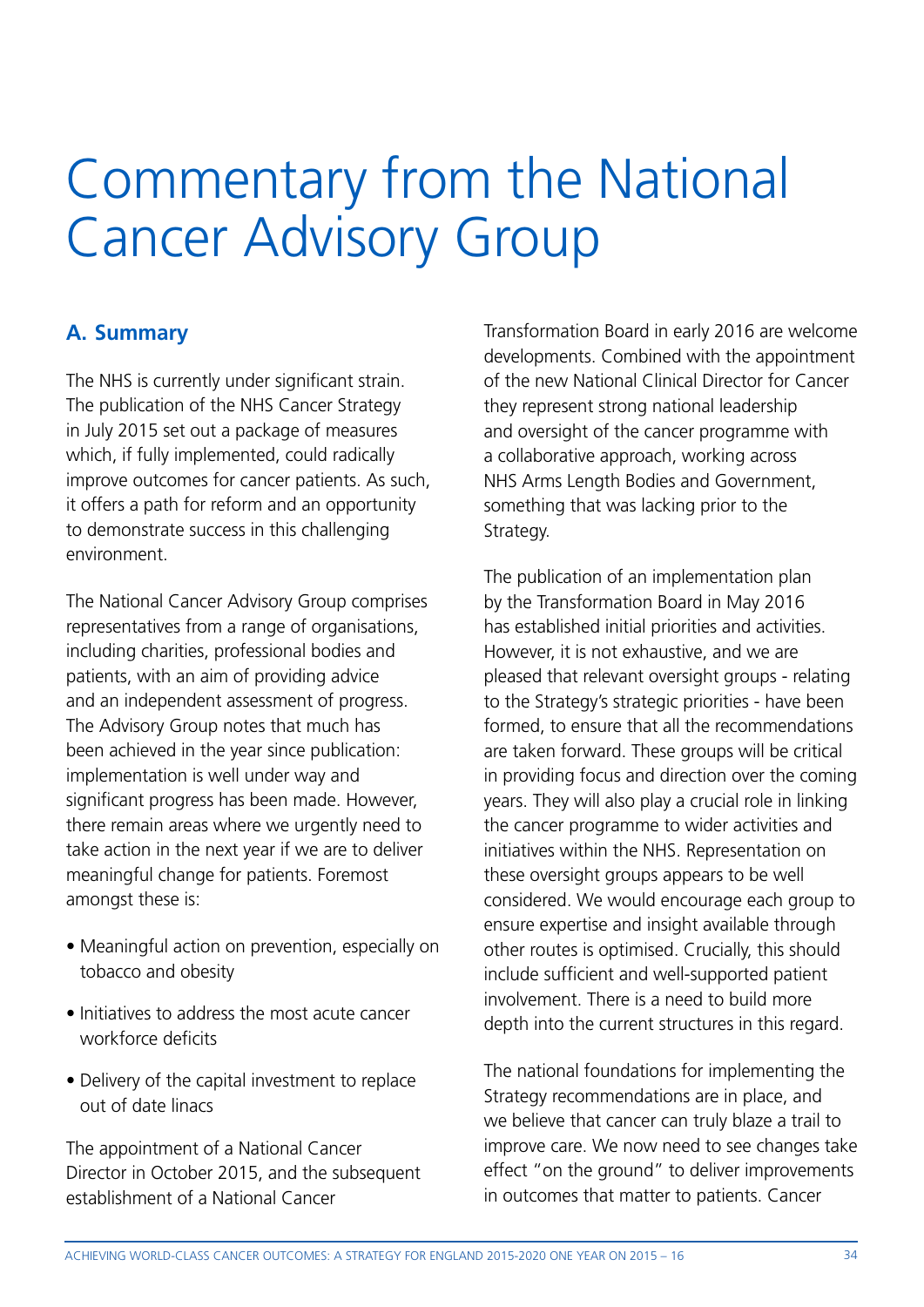# Commentary from the National Cancer Advisory Group

## A. Summary

The NHS is currently under significant strain. The publication of the NHS Cancer Strategy in July 2015 set out a package of measures which, if fully implemented, could radically improve outcomes for cancer patients. As such, it offers a path for reform and an opportunity to demonstrate success in this challenging environment.

The National Cancer Advisory Group comprises representatives from a range of organisations, including charities, professional bodies and patients, with an aim of providing advice and an independent assessment of progress. The Advisory Group notes that much has been achieved in the year since publication: implementation is well under way and significant progress has been made. However, there remain areas where we urgently need to take action in the next year if we are to deliver meaningful change for patients. Foremost amongst these is:

- Meaningful action on prevention, especially on tobacco and obesity
- Initiatives to address the most acute cancer workforce deficits
- Delivery of the capital investment to replace out of date linacs

The appointment of a National Cancer Director in October 2015, and the subsequent establishment of a National Cancer Transformation Board in early 2016 are welcome developments. Combined with the appointment of the new National Clinical Director for Cancer they represent strong national leadership and oversight of the cancer programme with a collaborative approach, working across NHS Arms Length Bodies and Government, something that was lacking prior to the Strategy.

The publication of an implementation plan by the Transformation Board in May 2016 has established initial priorities and activities. However, it is not exhaustive, and we are pleased that relevant oversight groups - relating to the Strategy's strategic priorities - have been formed, to ensure that all the recommendations are taken forward. These groups will be critical in providing focus and direction over the coming years. They will also play a crucial role in linking the cancer programme to wider activities and initiatives within the NHS. Representation on these oversight groups appears to be well considered. We would encourage each group to ensure expertise and insight available through other routes is optimised. Crucially, this should include sufficient and well-supported patient involvement. There is a need to build more depth into the current structures in this regard.

The national foundations for implementing the Strategy recommendations are in place, and we believe that cancer can truly blaze a trail to improve care. We now need to see changes take effect "on the ground" to deliver improvements in outcomes that matter to patients. Cancer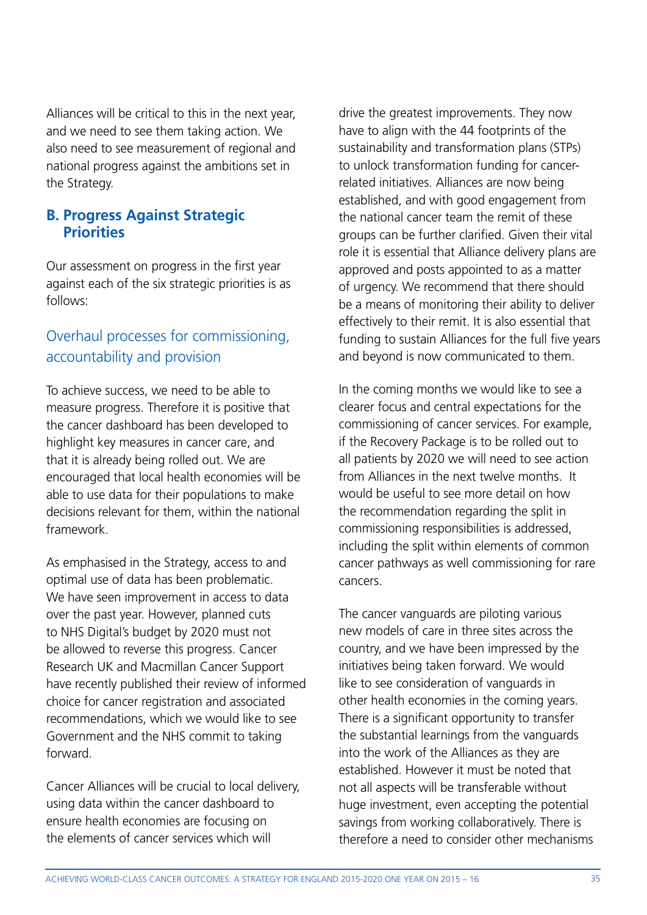Alliances will be critical to this in the next year, and we need to see them taking action. We also need to see measurement of regional and national progress against the ambitions set in the Strategy.

## B. Progress Against Strategic Priorities

Our assessment on progress in the first year against each of the six strategic priorities is as follows:

### Overhaul processes for commissioning, accountability and provision

To achieve success, we need to be able to measure progress. Therefore it is positive that the cancer dashboard has been developed to highlight key measures in cancer care, and that it is already being rolled out. We are encouraged that local health economies will be able to use data for their populations to make decisions relevant for them, within the national framework.

As emphasised in the Strategy, access to and optimal use of data has been problematic. We have seen improvement in access to data over the past year. However, planned cuts to NHS Digital's budget by 2020 must not be allowed to reverse this progress. Cancer Research UK and Macmillan Cancer Support have recently published their review of informed choice for cancer registration and associated recommendations, which we would like to see Government and the NHS commit to taking forward.

Cancer Alliances will be crucial to local delivery, using data within the cancer dashboard to ensure health economies are focusing on the elements of cancer services which will drive the greatest improvements. They now have to align with the 44 footprints of the sustainability and transformation plans (STPs) to unlock transformation funding for cancer-related initiatives. Alliances are now being established, and with good engagement from the national cancer team the remit of these groups can be further clarified. Given their vital role it is essential that Alliance delivery plans are approved and posts appointed to as a matter of urgency. We recommend that there should be a means of monitoring their ability to deliver effectively to their remit. It is also essential that funding to sustain Alliances for the full five years and beyond is now communicated to them.

In the coming months we would like to see a clearer focus and central expectations for the commissioning of cancer services. For example, if the Recovery Package is to be rolled out to all patients by 2020 we will need to see action from Alliances in the next twelve months. It would be useful to see more detail on how the recommendation regarding the split in commissioning responsibilities is addressed, including the split within elements of common cancer pathways as well commissioning for rare cancers.

The cancer vanguards are piloting various new models of care in three sites across the country, and we have been impressed by the initiatives being taken forward. We would like to see consideration of vanguards in other health economies in the coming years. There is a significant opportunity to transfer the substantial learnings from the vanguards into the work of the Alliances as they are established. However it must be noted that not all aspects will be transferable without huge investment, even accepting the potential savings from working collaboratively. There is therefore a need to consider other mechanisms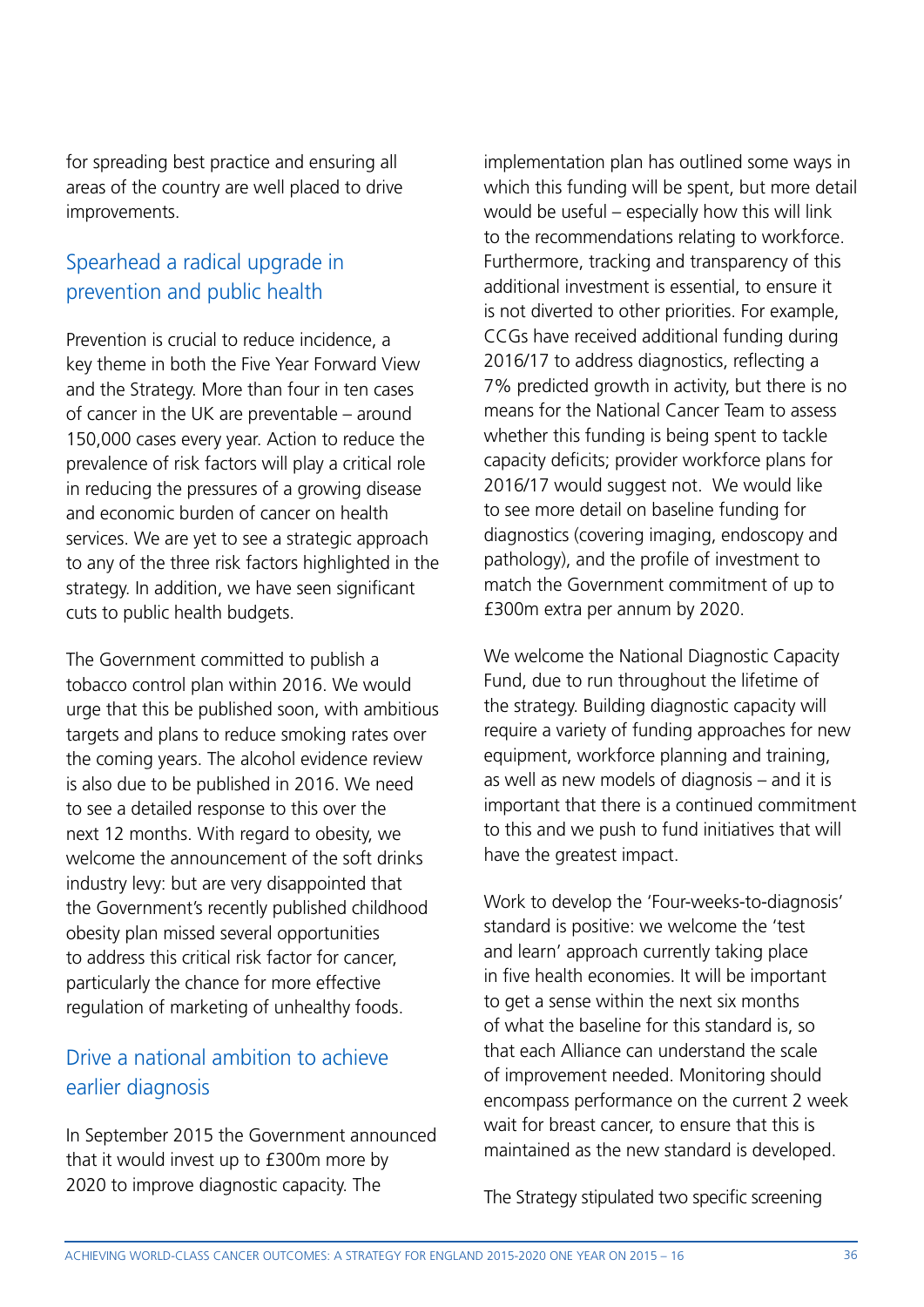for spreading best practice and ensuring all areas of the country are well placed to drive improvements.

## Spearhead a radical upgrade in prevention and public health

Prevention is crucial to reduce incidence, a key theme in both the Five Year Forward View and the Strategy. More than four in ten cases of cancer in the UK are preventable – around 150,000 cases every year. Action to reduce the prevalence of risk factors will play a critical role in reducing the pressures of a growing disease and economic burden of cancer on health services. We are yet to see a strategic approach to any of the three risk factors highlighted in the strategy. In addition, we have seen significant cuts to public health budgets.

The Government committed to publish a tobacco control plan within 2016. We would urge that this be published soon, with ambitious targets and plans to reduce smoking rates over the coming years. The alcohol evidence review is also due to be published in 2016. We need to see a detailed response to this over the next 12 months. With regard to obesity, we welcome the announcement of the soft drinks industry levy: but are very disappointed that the Government's recently published childhood obesity plan missed several opportunities to address this critical risk factor for cancer, particularly the chance for more effective regulation of marketing of unhealthy foods.

## Drive a national ambition to achieve earlier diagnosis

In September 2015 the Government announced that it would invest up to £300m more by 2020 to improve diagnostic capacity. The implementation plan has outlined some ways in which this funding will be spent, but more detail would be useful – especially how this will link to the recommendations relating to workforce. Furthermore, tracking and transparency of this additional investment is essential, to ensure it is not diverted to other priorities. For example, CCGs have received additional funding during 2016/17 to address diagnostics, reflecting a 7% predicted growth in activity, but there is no means for the National Cancer Team to assess whether this funding is being spent to tackle capacity deficits; provider workforce plans for 2016/17 would suggest not. We would like to see more detail on baseline funding for diagnostics (covering imaging, endoscopy and pathology), and the profile of investment to match the Government commitment of up to £300m extra per annum by 2020.

We welcome the National Diagnostic Capacity Fund, due to run throughout the lifetime of the strategy. Building diagnostic capacity will require a variety of funding approaches for new equipment, workforce planning and training, as well as new models of diagnosis – and it is important that there is a continued commitment to this and we push to fund initiatives that will have the greatest impact.

Work to develop the 'Four-weeks-to-diagnosis' standard is positive: we welcome the 'test and learn' approach currently taking place in five health economies. It will be important to get a sense within the next six months of what the baseline for this standard is, so that each Alliance can understand the scale of improvement needed. Monitoring should encompass performance on the current 2 week wait for breast cancer, to ensure that this is maintained as the new standard is developed.

The Strategy stipulated two specific screening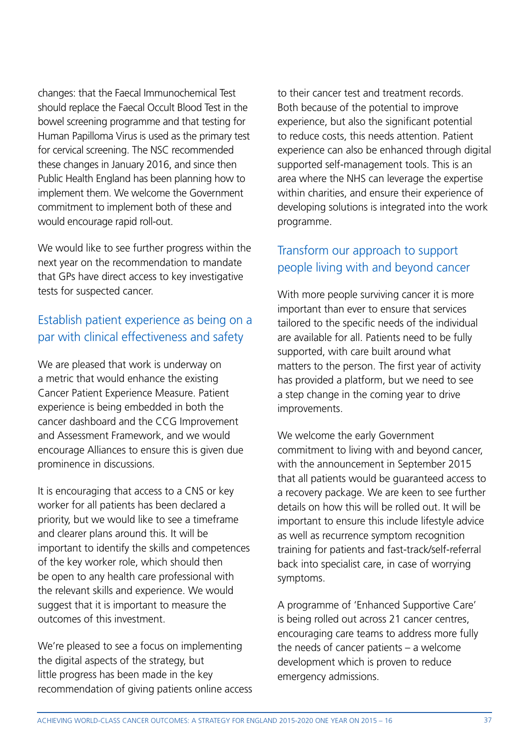changes: that the Faecal Immunochemical Test should replace the Faecal Occult Blood Test in the bowel screening programme and that testing for Human Papilloma Virus is used as the primary test for cervical screening. The NSC recommended these changes in January 2016, and since then Public Health England has been planning how to implement them. We welcome the Government commitment to implement both of these and would encourage rapid roll-out.

We would like to see further progress within the next year on the recommendation to mandate that GPs have direct access to key investigative tests for suspected cancer.

## Establish patient experience as being on a par with clinical effectiveness and safety

We are pleased that work is underway on a metric that would enhance the existing Cancer Patient Experience Measure. Patient experience is being embedded in both the cancer dashboard and the CCG Improvement and Assessment Framework, and we would encourage Alliances to ensure this is given due prominence in discussions.

It is encouraging that access to a CNS or key worker for all patients has been declared a priority, but we would like to see a timeframe and clearer plans around this. It will be important to identify the skills and competences of the key worker role, which should then be open to any health care professional with the relevant skills and experience. We would suggest that it is important to measure the outcomes of this investment.

We're pleased to see a focus on implementing the digital aspects of the strategy, but little progress has been made in the key recommendation of giving patients online access to their cancer test and treatment records. Both because of the potential to improve experience, but also the significant potential to reduce costs, this needs attention. Patient experience can also be enhanced through digital supported self-management tools. This is an area where the NHS can leverage the expertise within charities, and ensure their experience of developing solutions is integrated into the work programme.

## Transform our approach to support people living with and beyond cancer

With more people surviving cancer it is more important than ever to ensure that services tailored to the specific needs of the individual are available for all. Patients need to be fully supported, with care built around what matters to the person. The first year of activity has provided a platform, but we need to see a step change in the coming year to drive improvements.

We welcome the early Government commitment to living with and beyond cancer, with the announcement in September 2015 that all patients would be guaranteed access to a recovery package. We are keen to see further details on how this will be rolled out. It will be important to ensure this include lifestyle advice as well as recurrence symptom recognition training for patients and fast-track/self-referral back into specialist care, in case of worrying symptoms.

A programme of 'Enhanced Supportive Care' is being rolled out across 21 cancer centres, encouraging care teams to address more fully the needs of cancer patients – a welcome development which is proven to reduce emergency admissions.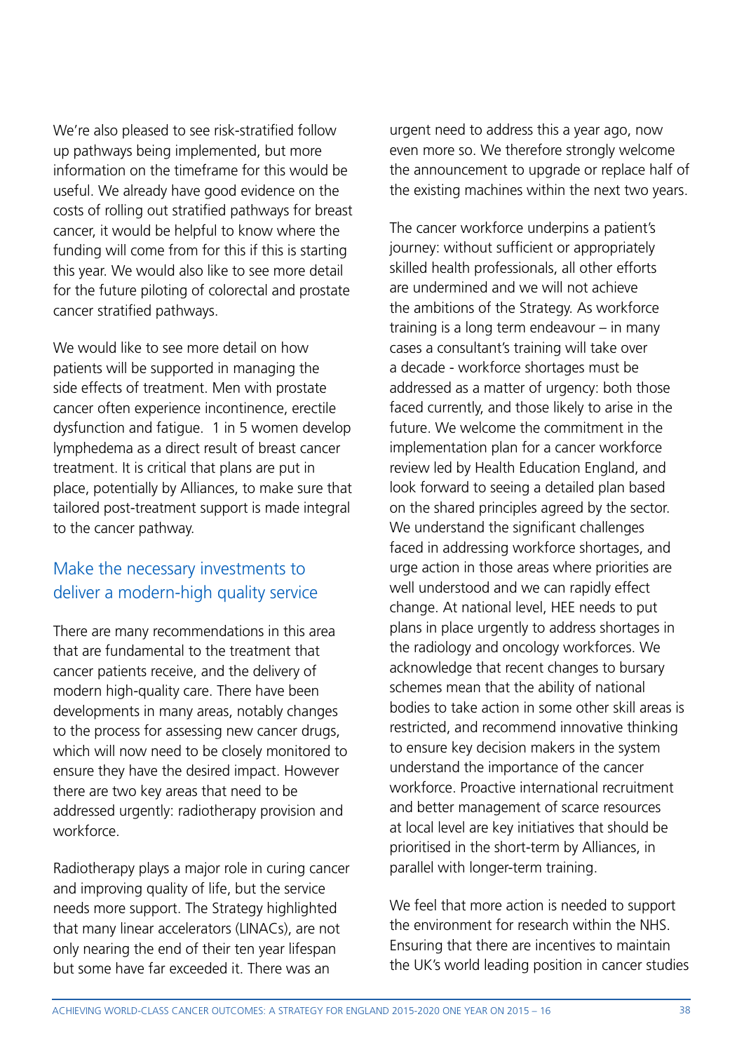We're also pleased to see risk-stratified follow up pathways being implemented, but more information on the timeframe for this would be useful. We already have good evidence on the costs of rolling out stratified pathways for breast cancer, it would be helpful to know where the funding will come from for this if this is starting this year. We would also like to see more detail for the future piloting of colorectal and prostate cancer stratified pathways.

We would like to see more detail on how patients will be supported in managing the side effects of treatment. Men with prostate cancer often experience incontinence, erectile dysfunction and fatigue. 1 in 5 women develop lymphedema as a direct result of breast cancer treatment. It is critical that plans are put in place, potentially by Alliances, to make sure that tailored post-treatment support is made integral to the cancer pathway.

## Make the necessary investments to deliver a modern-high quality service

There are many recommendations in this area that are fundamental to the treatment that cancer patients receive, and the delivery of modern high-quality care. There have been developments in many areas, notably changes to the process for assessing new cancer drugs, which will now need to be closely monitored to ensure they have the desired impact. However there are two key areas that need to be addressed urgently: radiotherapy provision and workforce.

Radiotherapy plays a major role in curing cancer and improving quality of life, but the service needs more support. The Strategy highlighted that many linear accelerators (LINACs), are not only nearing the end of their ten year lifespan but some have far exceeded it. There was an urgent need to address this a year ago, now even more so. We therefore strongly welcome the announcement to upgrade or replace half of the existing machines within the next two years.

The cancer workforce underpins a patient's journey: without sufficient or appropriately skilled health professionals, all other efforts are undermined and we will not achieve the ambitions of the Strategy. As workforce training is a long term endeavour – in many cases a consultant's training will take over a decade - workforce shortages must be addressed as a matter of urgency: both those faced currently, and those likely to arise in the future. We welcome the commitment in the implementation plan for a cancer workforce review led by Health Education England, and look forward to seeing a detailed plan based on the shared principles agreed by the sector. We understand the significant challenges faced in addressing workforce shortages, and urge action in those areas where priorities are well understood and we can rapidly effect change. At national level, HEE needs to put plans in place urgently to address shortages in the radiology and oncology workforces. We acknowledge that recent changes to bursary schemes mean that the ability of national bodies to take action in some other skill areas is restricted, and recommend innovative thinking to ensure key decision makers in the system understand the importance of the cancer workforce. Proactive international recruitment and better management of scarce resources at local level are key initiatives that should be prioritised in the short-term by Alliances, in parallel with longer-term training.

We feel that more action is needed to support the environment for research within the NHS. Ensuring that there are incentives to maintain the UK's world leading position in cancer studies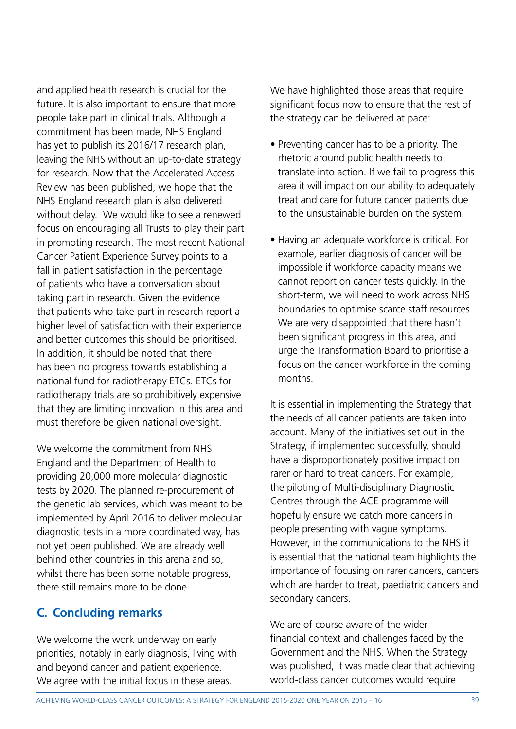and applied health research is crucial for the future. It is also important to ensure that more people take part in clinical trials. Although a commitment has been made, NHS England has yet to publish its 2016/17 research plan, leaving the NHS without an up-to-date strategy for research. Now that the Accelerated Access Review has been published, we hope that the NHS England research plan is also delivered without delay. We would like to see a renewed focus on encouraging all Trusts to play their part in promoting research. The most recent National Cancer Patient Experience Survey points to a fall in patient satisfaction in the percentage of patients who have a conversation about taking part in research. Given the evidence that patients who take part in research report a higher level of satisfaction with their experience and better outcomes this should be prioritised. In addition, it should be noted that there has been no progress towards establishing a national fund for radiotherapy ETCs. ETCs for radiotherapy trials are so prohibitively expensive that they are limiting innovation in this area and must therefore be given national oversight.

We welcome the commitment from NHS England and the Department of Health to providing 20,000 more molecular diagnostic tests by 2020. The planned re-procurement of the genetic lab services, which was meant to be implemented by April 2016 to deliver molecular diagnostic tests in a more coordinated way, has not yet been published. We are already well behind other countries in this arena and so, whilst there has been some notable progress, there still remains more to be done.

## C. Concluding remarks

We welcome the work underway on early priorities, notably in early diagnosis, living with and beyond cancer and patient experience. We agree with the initial focus in these areas.

We have highlighted those areas that require significant focus now to ensure that the rest of the strategy can be delivered at pace:

- Preventing cancer has to be a priority. The rhetoric around public health needs to translate into action. If we fail to progress this area it will impact on our ability to adequately treat and care for future cancer patients due to the unsustainable burden on the system.
- Having an adequate workforce is critical. For example, earlier diagnosis of cancer will be impossible if workforce capacity means we cannot report on cancer tests quickly. In the short-term, we will need to work across NHS boundaries to optimise scarce staff resources. We are very disappointed that there hasn't been significant progress in this area, and urge the Transformation Board to prioritise a focus on the cancer workforce in the coming months.

It is essential in implementing the Strategy that the needs of all cancer patients are taken into account. Many of the initiatives set out in the Strategy, if implemented successfully, should have a disproportionately positive impact on rarer or hard to treat cancers. For example, the piloting of Multi-disciplinary Diagnostic Centres through the ACE programme will hopefully ensure we catch more cancers in people presenting with vague symptoms. However, in the communications to the NHS it is essential that the national team highlights the importance of focusing on rarer cancers, cancers which are harder to treat, paediatric cancers and secondary cancers.

We are of course aware of the wider financial context and challenges faced by the Government and the NHS. When the Strategy was published, it was made clear that achieving world-class cancer outcomes would require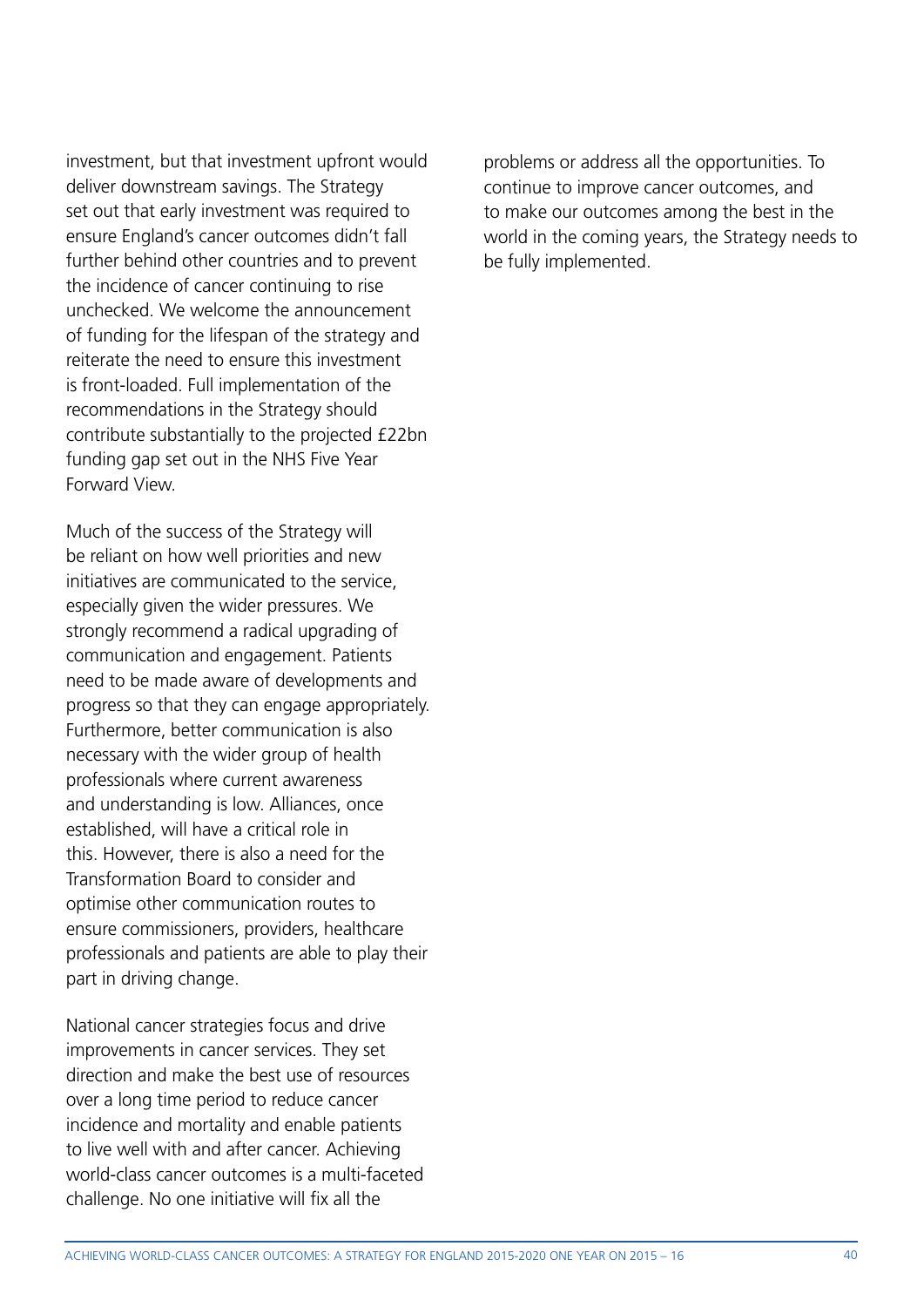investment, but that investment upfront would deliver downstream savings. The Strategy set out that early investment was required to ensure England's cancer outcomes didn't fall further behind other countries and to prevent the incidence of cancer continuing to rise unchecked. We welcome the announcement of funding for the lifespan of the strategy and reiterate the need to ensure this investment is front-loaded. Full implementation of the recommendations in the Strategy should contribute substantially to the projected £22bn funding gap set out in the NHS Five Year Forward View.

Much of the success of the Strategy will be reliant on how well priorities and new initiatives are communicated to the service, especially given the wider pressures. We strongly recommend a radical upgrading of communication and engagement. Patients need to be made aware of developments and progress so that they can engage appropriately. Furthermore, better communication is also necessary with the wider group of health professionals where current awareness and understanding is low. Alliances, once established, will have a critical role in this. However, there is also a need for the Transformation Board to consider and optimise other communication routes to ensure commissioners, providers, healthcare professionals and patients are able to play their part in driving change.

National cancer strategies focus and drive improvements in cancer services. They set direction and make the best use of resources over a long time period to reduce cancer incidence and mortality and enable patients to live well with and after cancer. Achieving world-class cancer outcomes is a multi-faceted challenge. No one initiative will fix all the problems or address all the opportunities. To continue to improve cancer outcomes, and to make our outcomes among the best in the world in the coming years, the Strategy needs to be fully implemented.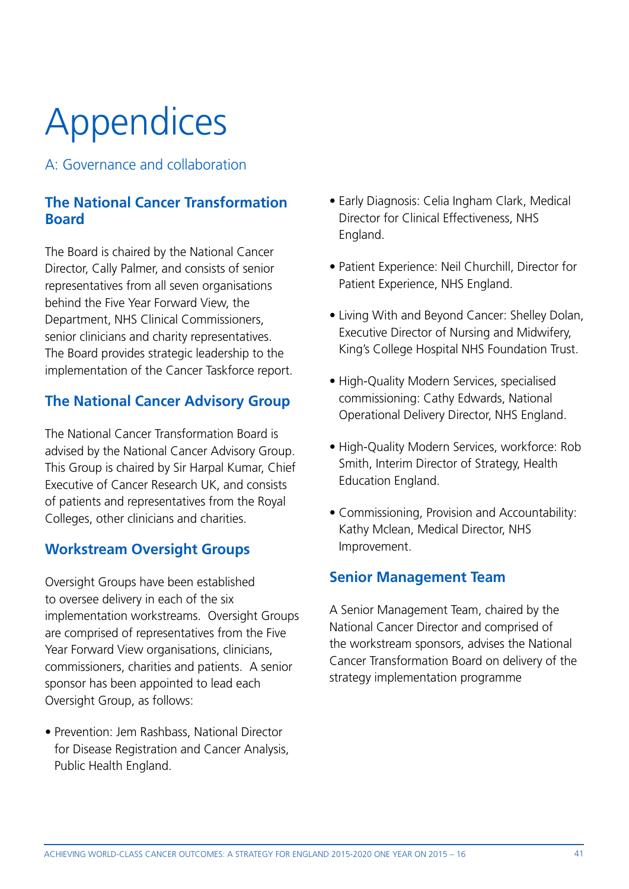# Appendices

## A: Governance and collaboration

### The National Cancer Transformation Board

The Board is chaired by the National Cancer Director, Cally Palmer, and consists of senior representatives from all seven organisations behind the Five Year Forward View, the Department, NHS Clinical Commissioners, senior clinicians and charity representatives. The Board provides strategic leadership to the implementation of the Cancer Taskforce report.

### The National Cancer Advisory Group

The National Cancer Transformation Board is advised by the National Cancer Advisory Group. This Group is chaired by Sir Harpal Kumar, Chief Executive of Cancer Research UK, and consists of patients and representatives from the Royal Colleges, other clinicians and charities.

### Workstream Oversight Groups

Oversight Groups have been established to oversee delivery in each of the six implementation workstreams. Oversight Groups are comprised of representatives from the Five Year Forward View organisations, clinicians, commissioners, charities and patients. A senior sponsor has been appointed to lead each Oversight Group, as follows:

- Prevention: Jem Rashbass, National Director for Disease Registration and Cancer Analysis, Public Health England.
- Early Diagnosis: Celia Ingham Clark, Medical Director for Clinical Effectiveness, NHS England.
- Patient Experience: Neil Churchill, Director for Patient Experience, NHS England.
- Living With and Beyond Cancer: Shelley Dolan, Executive Director of Nursing and Midwifery, King's College Hospital NHS Foundation Trust.
- High-Quality Modern Services, specialised commissioning: Cathy Edwards, National Operational Delivery Director, NHS England.
- High-Quality Modern Services, workforce: Rob Smith, Interim Director of Strategy, Health Education England.
- Commissioning, Provision and Accountability: Kathy Mclean, Medical Director, NHS Improvement.

### Senior Management Team

A Senior Management Team, chaired by the National Cancer Director and comprised of the workstream sponsors, advises the National Cancer Transformation Board on delivery of the strategy implementation programme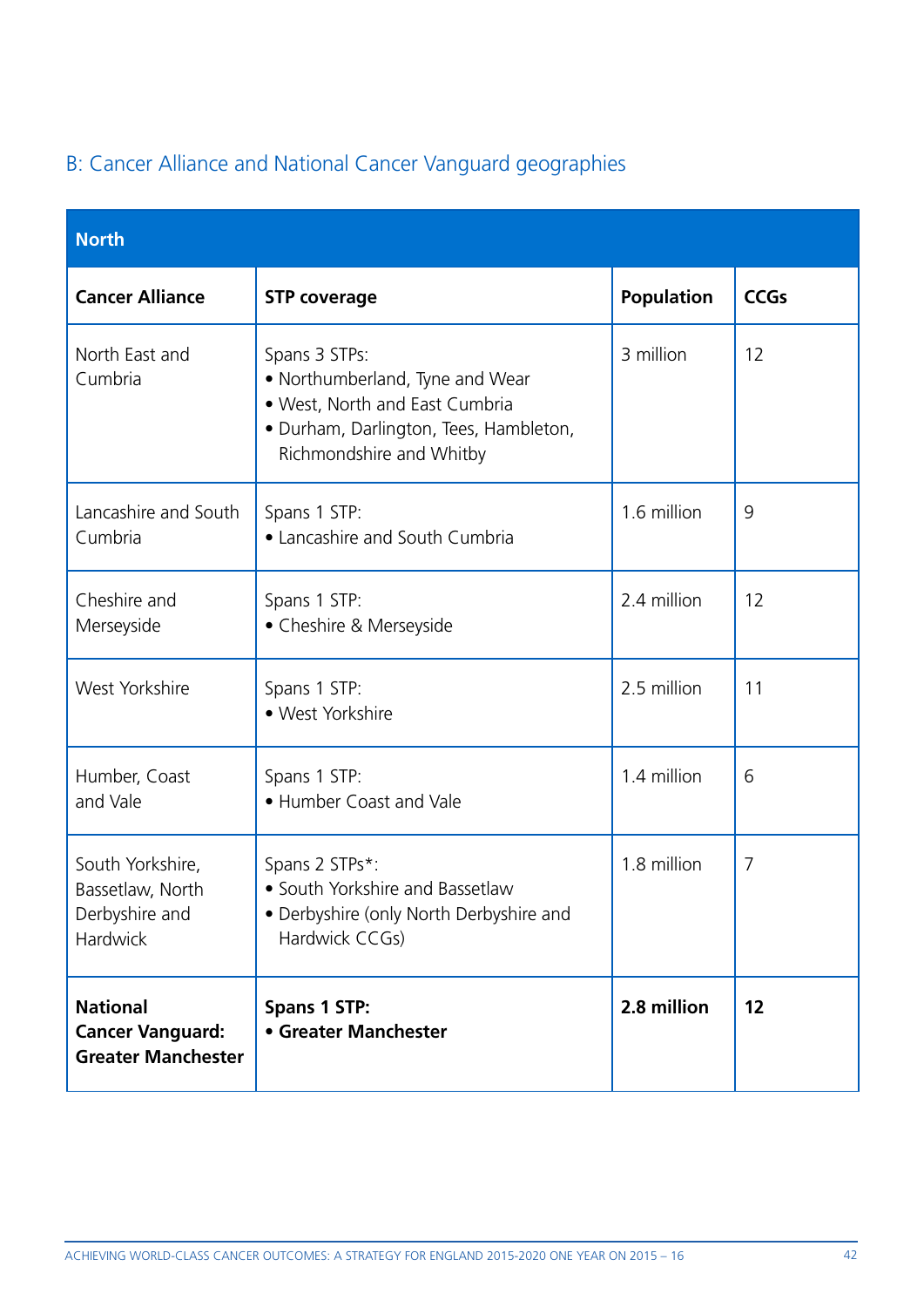## B: Cancer Alliance and National Cancer Vanguard geographies

| North | | | |
|---|---|---|---|
| **Cancer Alliance** | **STP coverage** | **Population** | **CCGs** |
| North East and Cumbria | Spans 3 STPs:<br>• Northumberland, Tyne and Wear<br>• West, North and East Cumbria<br>• Durham, Darlington, Tees, Hambleton, Richmondshire and Whitby | 3 million | 12 |
| Lancashire and South Cumbria | Spans 1 STP:<br>• Lancashire and South Cumbria | 1.6 million | 9 |
| Cheshire and Merseyside | Spans 1 STP:<br>• Cheshire & Merseyside | 2.4 million | 12 |
| West Yorkshire | Spans 1 STP:<br>• West Yorkshire | 2.5 million | 11 |
| Humber, Coast and Vale | Spans 1 STP:<br>• Humber Coast and Vale | 1.4 million | 6 |
| South Yorkshire, Bassetlaw, North Derbyshire and Hardwick | Spans 2 STPs*:<br>• South Yorkshire and Bassetlaw<br>• Derbyshire (only North Derbyshire and Hardwick CCGs) | 1.8 million | 7 |
| **National Cancer Vanguard: Greater Manchester** | **Spans 1 STP:<br>• Greater Manchester** | **2.8 million** | **12** |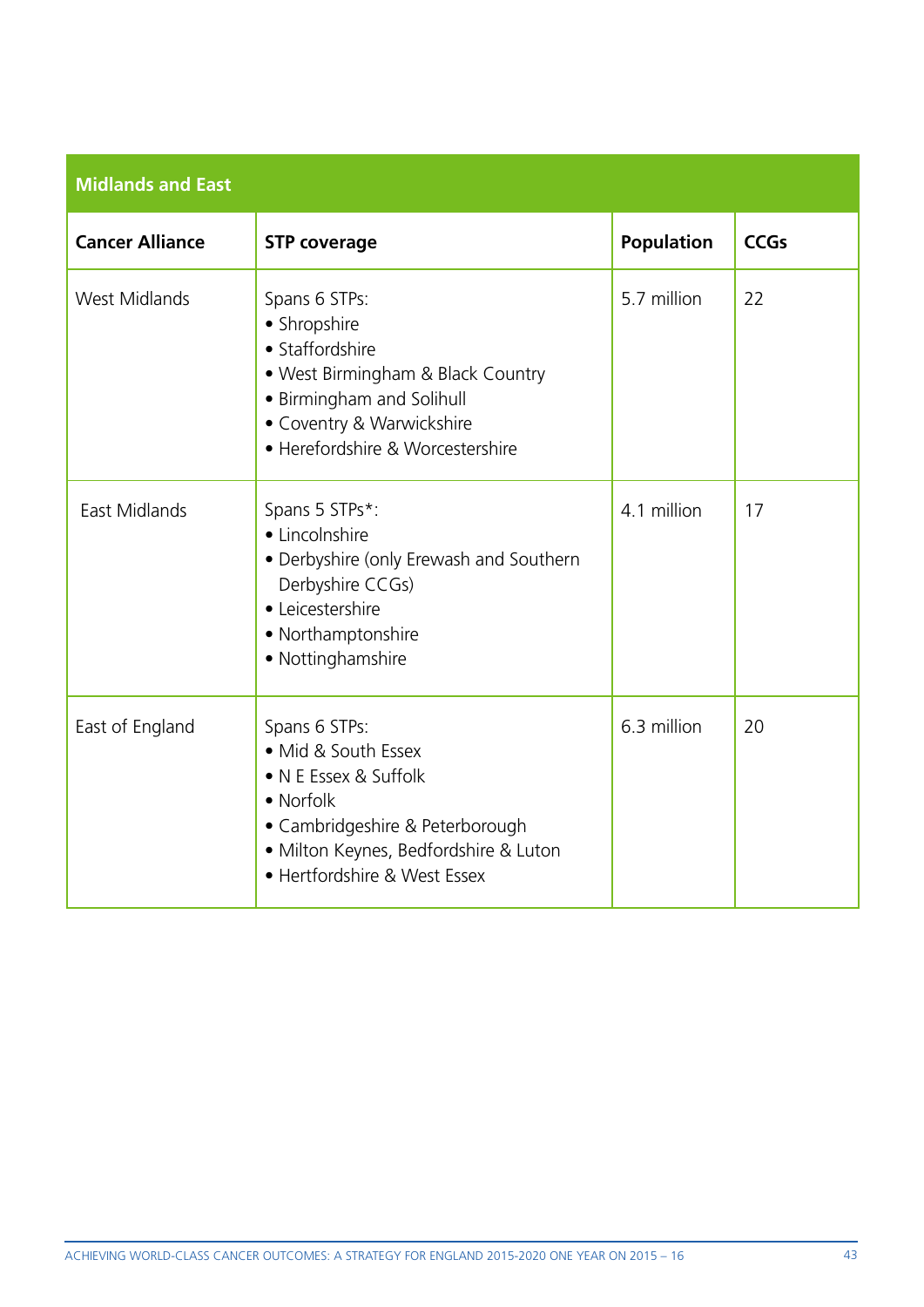| Midlands and East | | | |
|---|---|---|---|
| **Cancer Alliance** | **STP coverage** | **Population** | **CCGs** |
| West Midlands | Spans 6 STPs:<br>• Shropshire<br>• Staffordshire<br>• West Birmingham & Black Country<br>• Birmingham and Solihull<br>• Coventry & Warwickshire<br>• Herefordshire & Worcestershire | 5.7 million | 22 |
| East Midlands | Spans 5 STPs*:<br>• Lincolnshire<br>• Derbyshire (only Erewash and Southern Derbyshire CCGs)<br>• Leicestershire<br>• Northamptonshire<br>• Nottinghamshire | 4.1 million | 17 |
| East of England | Spans 6 STPs:<br>• Mid & South Essex<br>• N E Essex & Suffolk<br>• Norfolk<br>• Cambridgeshire & Peterborough<br>• Milton Keynes, Bedfordshire & Luton<br>• Hertfordshire & West Essex | 6.3 million | 20 |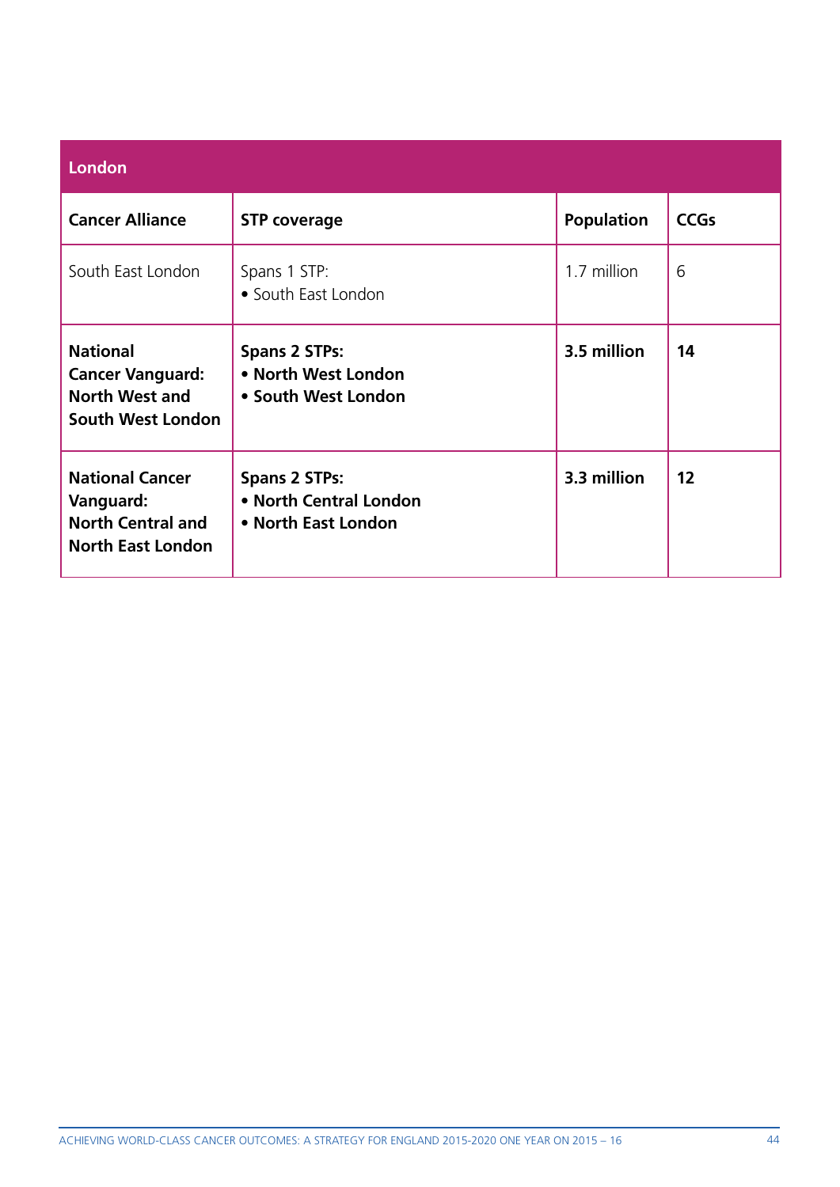| London | | | |
|---|---|---|---|
| **Cancer Alliance** | **STP coverage** | **Population** | **CCGs** |
| South East London | Spans 1 STP:<br>• South East London | 1.7 million | 6 |
| **National Cancer Vanguard: North West and South West London** | **Spans 2 STPs:**<br>**• North West London**<br>**• South West London** | **3.5 million** | **14** |
| **National Cancer Vanguard: North Central and North East London** | **Spans 2 STPs:**<br>**• North Central London**<br>**• North East London** | **3.3 million** | **12** |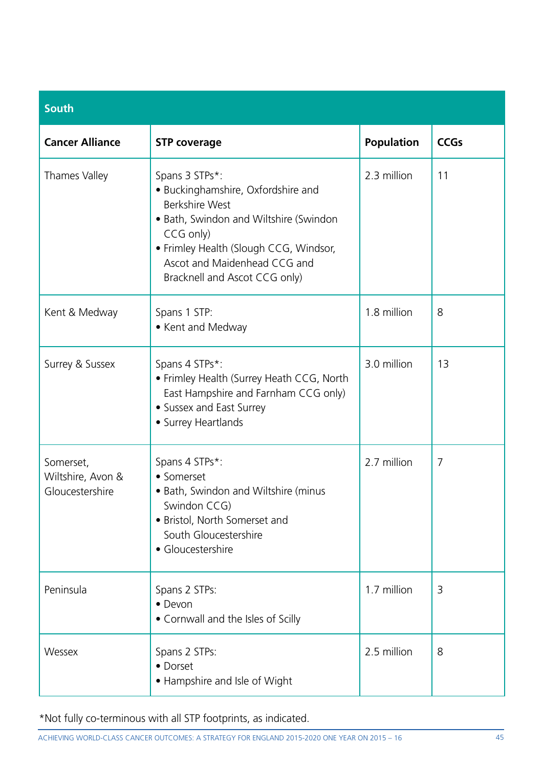| South | | | |
|---|---|---|---|
| **Cancer Alliance** | **STP coverage** | **Population** | **CCGs** |
| Thames Valley | Spans 3 STPs*:<br>• Buckinghamshire, Oxfordshire and Berkshire West<br>• Bath, Swindon and Wiltshire (Swindon CCG only)<br>• Frimley Health (Slough CCG, Windsor, Ascot and Maidenhead CCG and Bracknell and Ascot CCG only) | 2.3 million | 11 |
| Kent & Medway | Spans 1 STP:<br>• Kent and Medway | 1.8 million | 8 |
| Surrey & Sussex | Spans 4 STPs*:<br>• Frimley Health (Surrey Heath CCG, North East Hampshire and Farnham CCG only)<br>• Sussex and East Surrey<br>• Surrey Heartlands | 3.0 million | 13 |
| Somerset, Wiltshire, Avon & Gloucestershire | Spans 4 STPs*:<br>• Somerset<br>• Bath, Swindon and Wiltshire (minus Swindon CCG)<br>• Bristol, North Somerset and South Gloucestershire<br>• Gloucestershire | 2.7 million | 7 |
| Peninsula | Spans 2 STPs:<br>• Devon<br>• Cornwall and the Isles of Scilly | 1.7 million | 3 |
| Wessex | Spans 2 STPs:<br>• Dorset<br>• Hampshire and Isle of Wight | 2.5 million | 8 |

*Not fully co-terminous with all STP footprints, as indicated.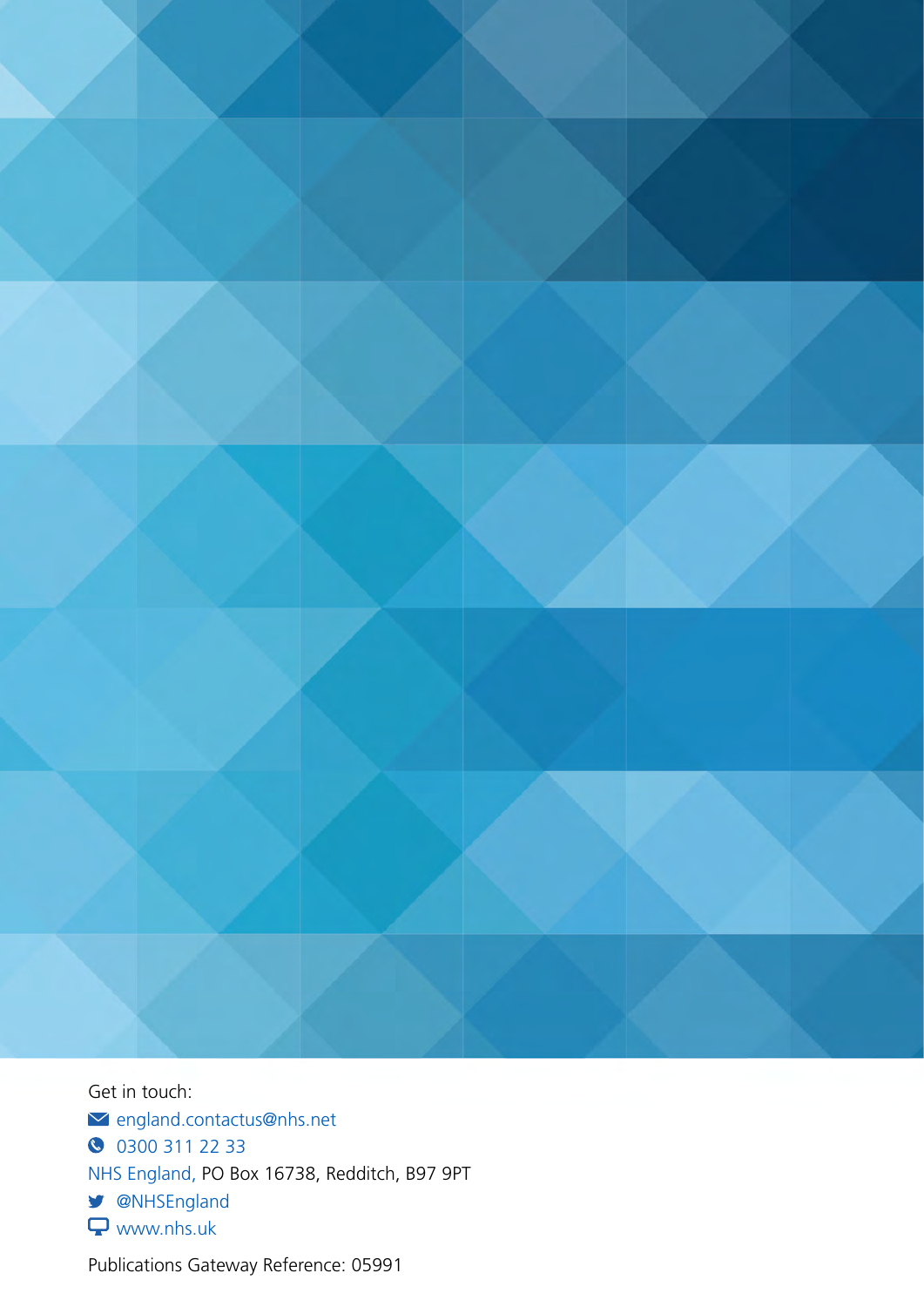Get in touch:

england.contactus@nhs.net

0300 311 22 33

NHS England, PO Box 16738, Redditch, B97 9PT

@NHSEngland

www.nhs.uk

Publications Gateway Reference: 05991